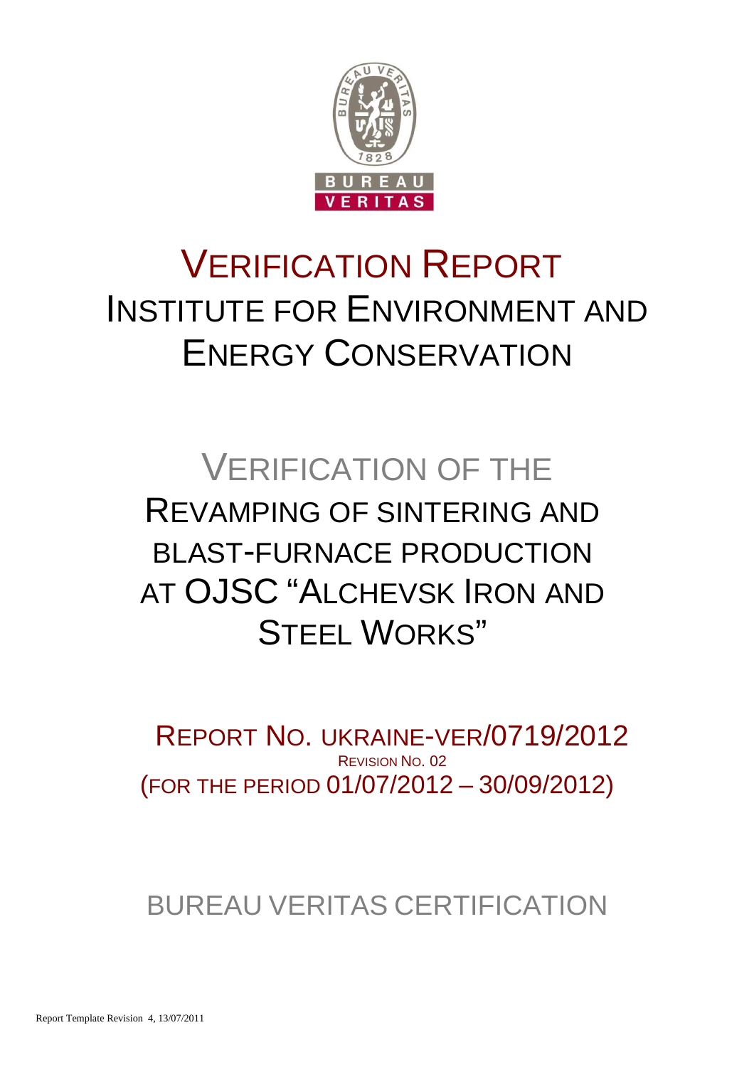# VERIFICATION REPORT
# INSTITUTE FOR ENVIRONMENT AND ENERGY CONSERVATION

## VERIFICATION OF THE REVAMPING OF SINTERING AND BLAST-FURNACE PRODUCTION AT OJSC "ALCHEVSK IRON AND STEEL WORKS"

REPORT NO. UKRAINE-VER/0719/2012

REVISION NO. 02

(FOR THE PERIOD 01/07/2012 – 30/09/2012)

BUREAU VERITAS CERTIFICATION

Report Template Revision 4, 13/07/2011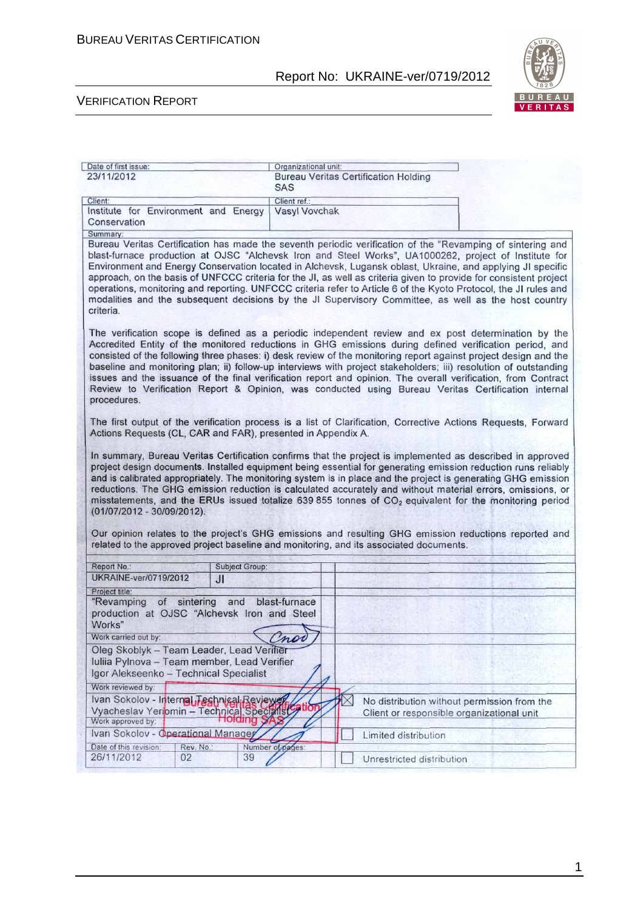| Date of first issue: | Organizational unit: |
|---|---|
| 23/11/2012 | Bureau Veritas Certification Holding SAS |
| Client: | Client ref.: |
| Institute for Environment and Energy Conservation | Vasyl Vovchak |

Summary:

Bureau Veritas Certification has made the seventh periodic verification of the "Revamping of sintering and blast-furnace production at OJSC "Alchevsk Iron and Steel Works", UA1000262, project of Institute for Environment and Energy Conservation located in Alchevsk, Lugansk oblast, Ukraine, and applying JI specific approach, on the basis of UNFCCC criteria for the JI, as well as criteria given to provide for consistent project operations, monitoring and reporting. UNFCCC criteria refer to Article 6 of the Kyoto Protocol, the JI rules and modalities and the subsequent decisions by the JI Supervisory Committee, as well as the host country criteria.

The verification scope is defined as a periodic independent review and ex post determination by the Accredited Entity of the monitored reductions in GHG emissions during defined verification period, and consisted of the following three phases: i) desk review of the monitoring report against project design and the baseline and monitoring plan; ii) follow-up interviews with project stakeholders; iii) resolution of outstanding issues and the issuance of the final verification report and opinion. The overall verification, from Contract Review to Verification Report & Opinion, was conducted using Bureau Veritas Certification internal procedures.

The first output of the verification process is a list of Clarification, Corrective Actions Requests, Forward Actions Requests (CL, CAR and FAR), presented in Appendix A.

In summary, Bureau Veritas Certification confirms that the project is implemented as described in approved project design documents. Installed equipment being essential for generating emission reduction runs reliably and is calibrated appropriately. The monitoring system is in place and the project is generating GHG emission reductions. The GHG emission reduction is calculated accurately and without material errors, omissions, or misstatements, and the ERUs issued totalize 639 855 tonnes of $CO_2$ equivalent for the monitoring period (01/07/2012 - 30/09/2012).

Our opinion relates to the project's GHG emissions and resulting GHG emission reductions reported and related to the approved project baseline and monitoring, and its associated documents.

| Report No.: | Subject Group: | | |
|---|---|---|---|
| UKRAINE-ver/0719/2012 | JI | | |
| Project title: "Revamping of sintering and blast-furnace production at OJSC "Alchevsk Iron and Steel Works" | | | |
| Work carried out by: Oleg Skoblyk – Team Leader, Lead Verifier; Iuliia Pylnova – Team member, Lead Verifier; Igor Alekseenko – Technical Specialist | | | |
| Work reviewed by: Ivan Sokolov - Internal Technical Reviewer; Vyacheslav Yeriomin – Technical Specialist | | ☒ | No distribution without permission from the Client or responsible organizational unit |
| Work approved by: Ivan Sokolov - Operational Manager | | ☐ | Limited distribution |
| Date of this revision: 26/11/2012 | Rev. No.: 02 | Number of pages: 39 | ☐ Unrestricted distribution |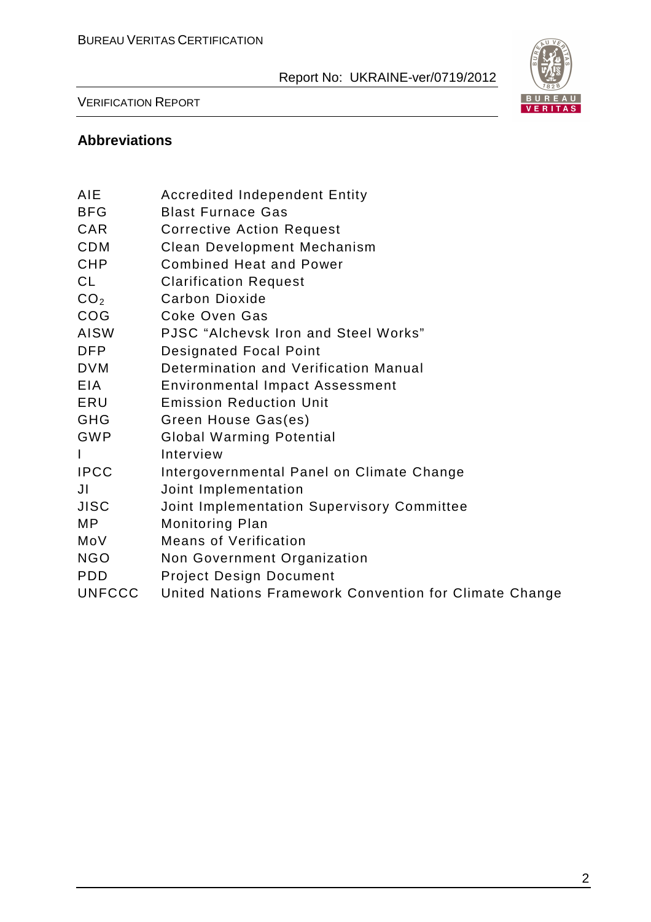## Abbreviations

| | |
|---|---|
| AIE | Accredited Independent Entity |
| BFG | Blast Furnace Gas |
| CAR | Corrective Action Request |
| CDM | Clean Development Mechanism |
| CHP | Combined Heat and Power |
| CL | Clarification Request |
| $CO_2$ | Carbon Dioxide |
| COG | Coke Oven Gas |
| AISW | PJSC "Alchevsk Iron and Steel Works" |
| DFP | Designated Focal Point |
| DVM | Determination and Verification Manual |
| EIA | Environmental Impact Assessment |
| ERU | Emission Reduction Unit |
| GHG | Green House Gas(es) |
| GWP | Global Warming Potential |
| I | Interview |
| IPCC | Intergovernmental Panel on Climate Change |
| JI | Joint Implementation |
| JISC | Joint Implementation Supervisory Committee |
| MP | Monitoring Plan |
| MoV | Means of Verification |
| NGO | Non Government Organization |
| PDD | Project Design Document |
| UNFCCC | United Nations Framework Convention for Climate Change |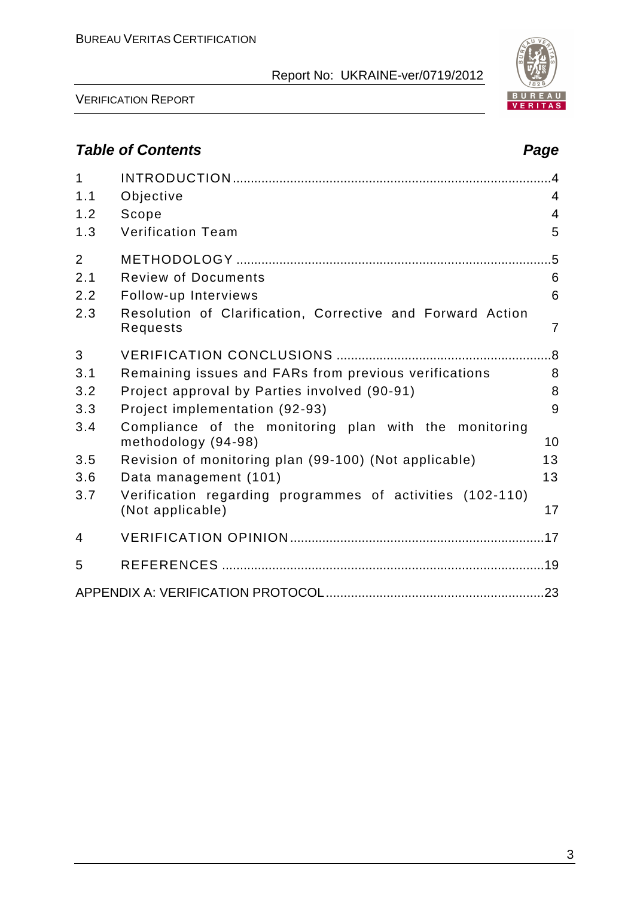## Table of Contents

**Page**

| | | |
|---|---|---|
| 1 | INTRODUCTION | 4 |
| 1.1 | Objective | 4 |
| 1.2 | Scope | 4 |
| 1.3 | Verification Team | 5 |
| 2 | METHODOLOGY | 5 |
| 2.1 | Review of Documents | 6 |
| 2.2 | Follow-up Interviews | 6 |
| 2.3 | Resolution of Clarification, Corrective and Forward Action Requests | 7 |
| 3 | VERIFICATION CONCLUSIONS | 8 |
| 3.1 | Remaining issues and FARs from previous verifications | 8 |
| 3.2 | Project approval by Parties involved (90-91) | 8 |
| 3.3 | Project implementation (92-93) | 9 |
| 3.4 | Compliance of the monitoring plan with the monitoring methodology (94-98) | 10 |
| 3.5 | Revision of monitoring plan (99-100) (Not applicable) | 13 |
| 3.6 | Data management (101) | 13 |
| 3.7 | Verification regarding programmes of activities (102-110) (Not applicable) | 17 |
| 4 | VERIFICATION OPINION | 17 |
| 5 | REFERENCES | 19 |
| | APPENDIX A: VERIFICATION PROTOCOL | 23 |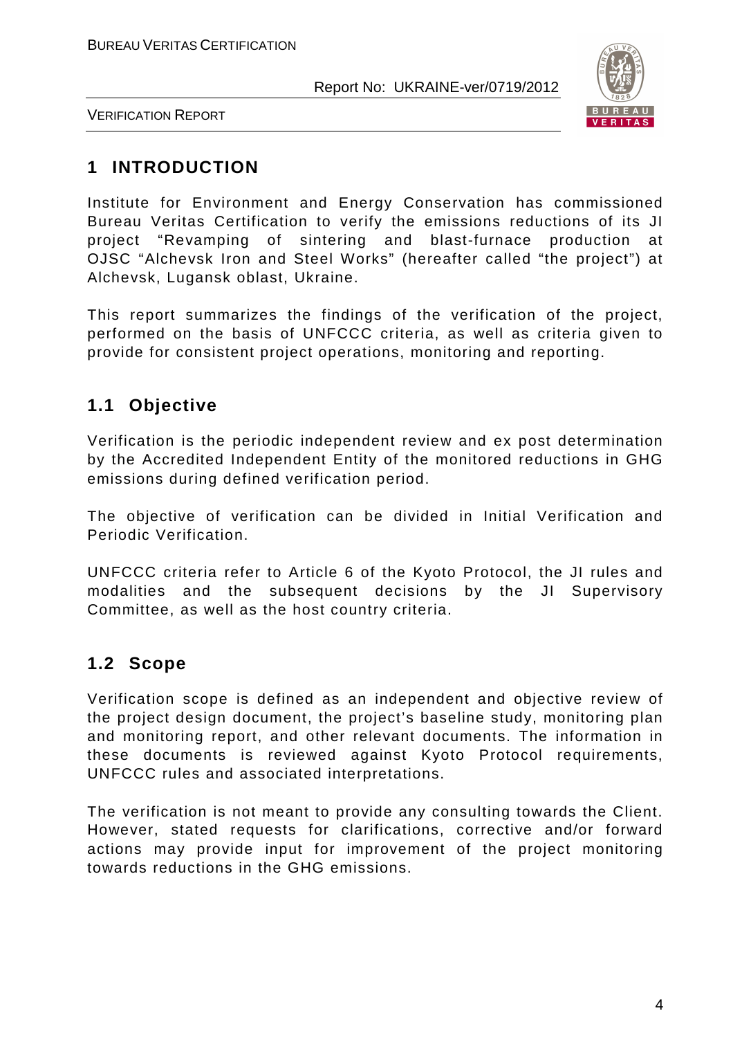# 1 INTRODUCTION

Institute for Environment and Energy Conservation has commissioned Bureau Veritas Certification to verify the emissions reductions of its JI project "Revamping of sintering and blast-furnace production at OJSC "Alchevsk Iron and Steel Works" (hereafter called "the project") at Alchevsk, Lugansk oblast, Ukraine.

This report summarizes the findings of the verification of the project, performed on the basis of UNFCCC criteria, as well as criteria given to provide for consistent project operations, monitoring and reporting.

## 1.1 Objective

Verification is the periodic independent review and ex post determination by the Accredited Independent Entity of the monitored reductions in GHG emissions during defined verification period.

The objective of verification can be divided in Initial Verification and Periodic Verification.

UNFCCC criteria refer to Article 6 of the Kyoto Protocol, the JI rules and modalities and the subsequent decisions by the JI Supervisory Committee, as well as the host country criteria.

## 1.2 Scope

Verification scope is defined as an independent and objective review of the project design document, the project's baseline study, monitoring plan and monitoring report, and other relevant documents. The information in these documents is reviewed against Kyoto Protocol requirements, UNFCCC rules and associated interpretations.

The verification is not meant to provide any consulting towards the Client. However, stated requests for clarifications, corrective and/or forward actions may provide input for improvement of the project monitoring towards reductions in the GHG emissions.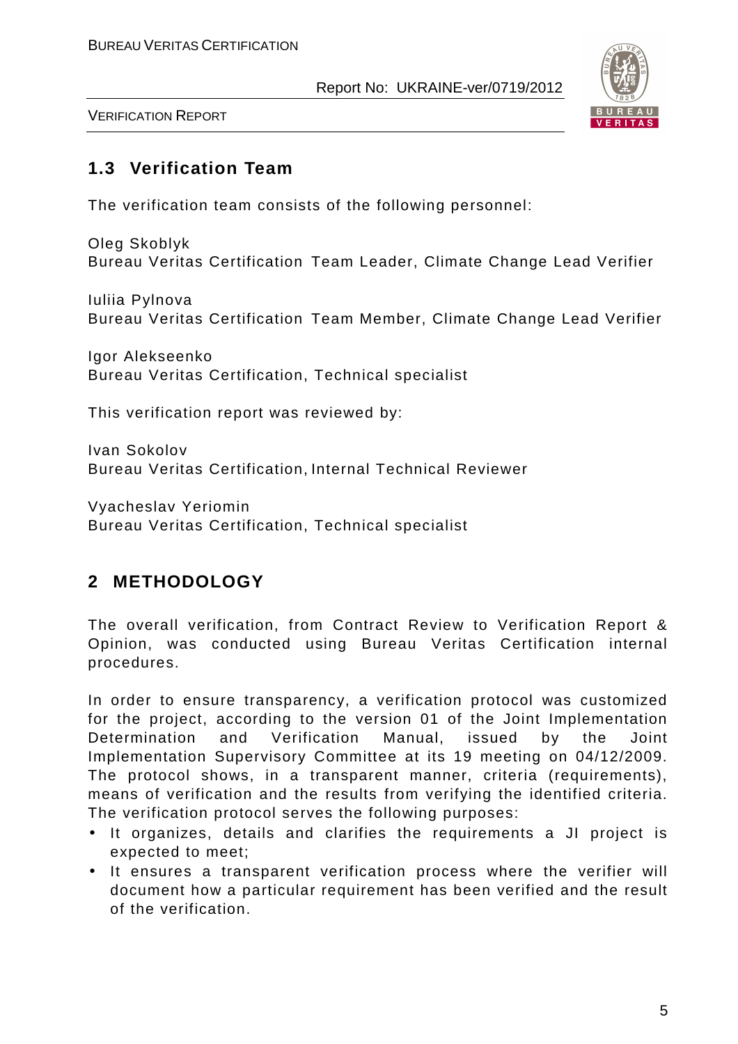## 1.3 Verification Team

The verification team consists of the following personnel:

Oleg Skoblyk
Bureau Veritas Certification Team Leader, Climate Change Lead Verifier

Iuliia Pylnova
Bureau Veritas Certification Team Member, Climate Change Lead Verifier

Igor Alekseenko
Bureau Veritas Certification, Technical specialist

This verification report was reviewed by:

Ivan Sokolov
Bureau Veritas Certification, Internal Technical Reviewer

Vyacheslav Yeriomin
Bureau Veritas Certification, Technical specialist

# 2 METHODOLOGY

The overall verification, from Contract Review to Verification Report & Opinion, was conducted using Bureau Veritas Certification internal procedures.

In order to ensure transparency, a verification protocol was customized for the project, according to the version 01 of the Joint Implementation Determination and Verification Manual, issued by the Joint Implementation Supervisory Committee at its 19 meeting on 04/12/2009. The protocol shows, in a transparent manner, criteria (requirements), means of verification and the results from verifying the identified criteria. The verification protocol serves the following purposes:

- It organizes, details and clarifies the requirements a JI project is expected to meet;
- It ensures a transparent verification process where the verifier will document how a particular requirement has been verified and the result of the verification.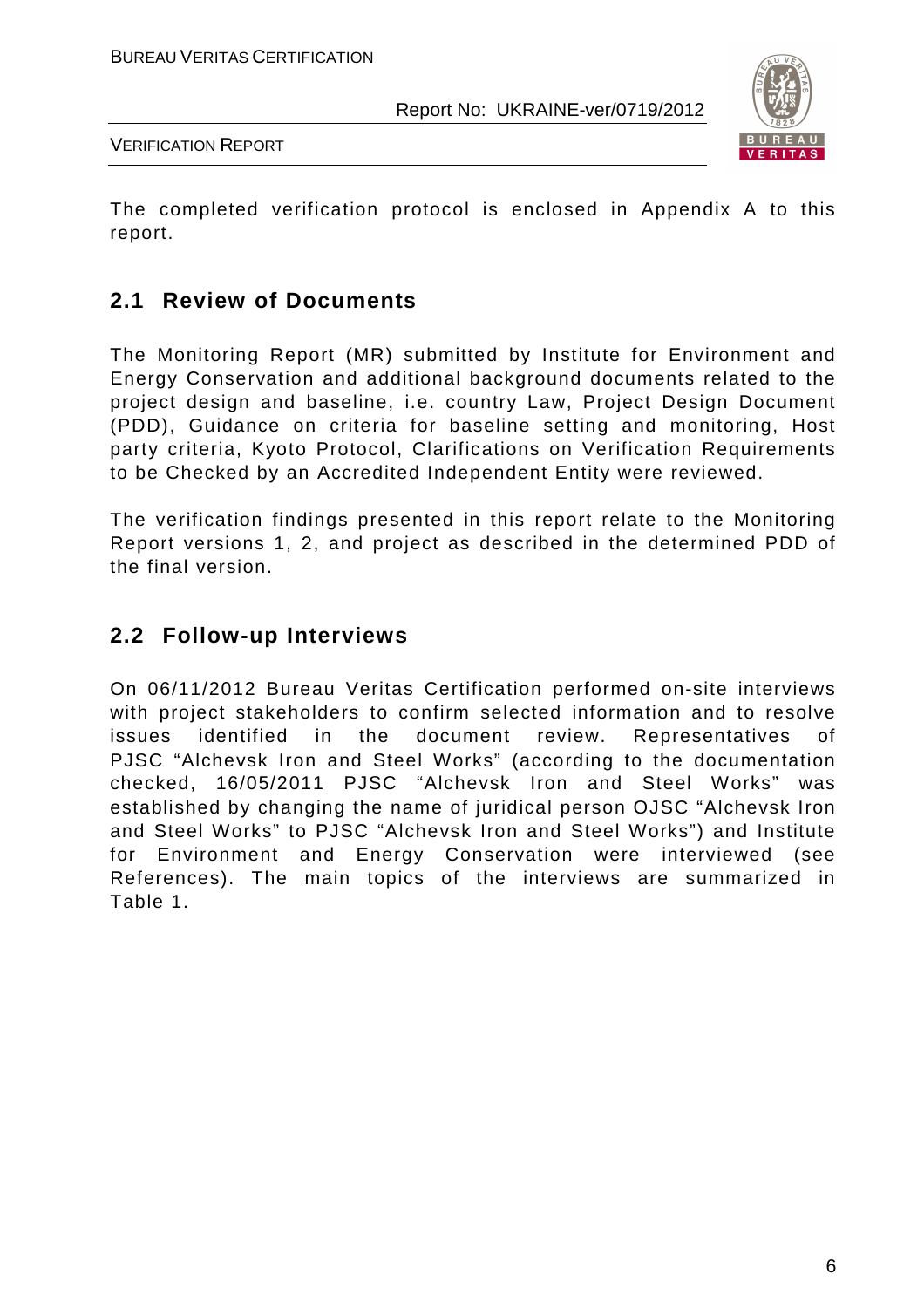The completed verification protocol is enclosed in Appendix A to this report.

## 2.1 Review of Documents

The Monitoring Report (MR) submitted by Institute for Environment and Energy Conservation and additional background documents related to the project design and baseline, i.e. country Law, Project Design Document (PDD), Guidance on criteria for baseline setting and monitoring, Host party criteria, Kyoto Protocol, Clarifications on Verification Requirements to be Checked by an Accredited Independent Entity were reviewed.

The verification findings presented in this report relate to the Monitoring Report versions 1, 2, and project as described in the determined PDD of the final version.

## 2.2 Follow-up Interviews

On 06/11/2012 Bureau Veritas Certification performed on-site interviews with project stakeholders to confirm selected information and to resolve issues identified in the document review. Representatives of PJSC "Alchevsk Iron and Steel Works" (according to the documentation checked, 16/05/2011 PJSC "Alchevsk Iron and Steel Works" was established by changing the name of juridical person OJSC "Alchevsk Iron and Steel Works" to PJSC "Alchevsk Iron and Steel Works") and Institute for Environment and Energy Conservation were interviewed (see References). The main topics of the interviews are summarized in Table 1.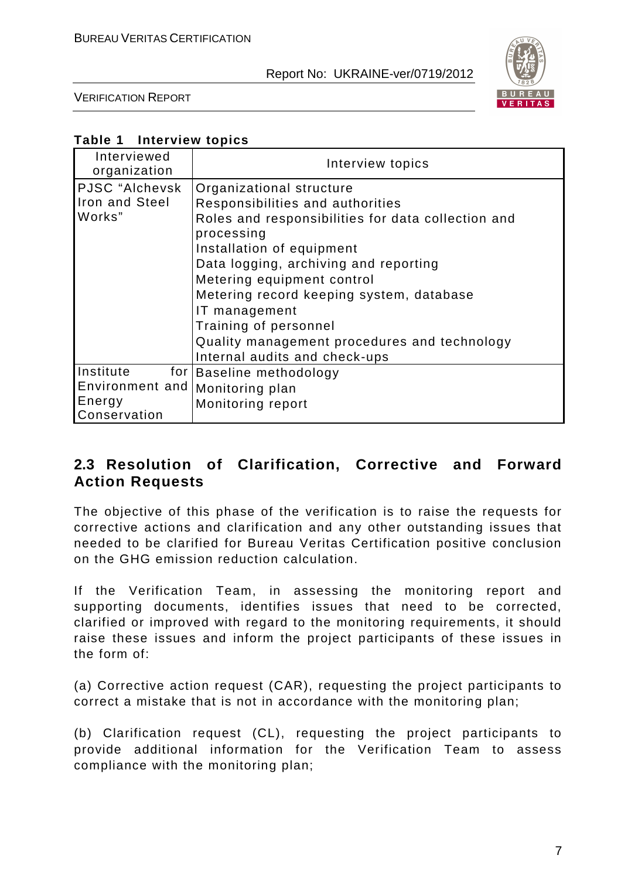**Table 1 Interview topics**

| Interviewed organization | Interview topics |
|---|---|
| PJSC "Alchevsk Iron and Steel Works" | Organizational structure<br>Responsibilities and authorities<br>Roles and responsibilities for data collection and processing<br>Installation of equipment<br>Data logging, archiving and reporting<br>Metering equipment control<br>Metering record keeping system, database<br>IT management<br>Training of personnel<br>Quality management procedures and technology<br>Internal audits and check-ups |
| Institute for Environment and Energy Conservation | Baseline methodology<br>Monitoring plan<br>Monitoring report |

## 2.3 Resolution of Clarification, Corrective and Forward Action Requests

The objective of this phase of the verification is to raise the requests for corrective actions and clarification and any other outstanding issues that needed to be clarified for Bureau Veritas Certification positive conclusion on the GHG emission reduction calculation.

If the Verification Team, in assessing the monitoring report and supporting documents, identifies issues that need to be corrected, clarified or improved with regard to the monitoring requirements, it should raise these issues and inform the project participants of these issues in the form of:

(a) Corrective action request (CAR), requesting the project participants to correct a mistake that is not in accordance with the monitoring plan;

(b) Clarification request (CL), requesting the project participants to provide additional information for the Verification Team to assess compliance with the monitoring plan;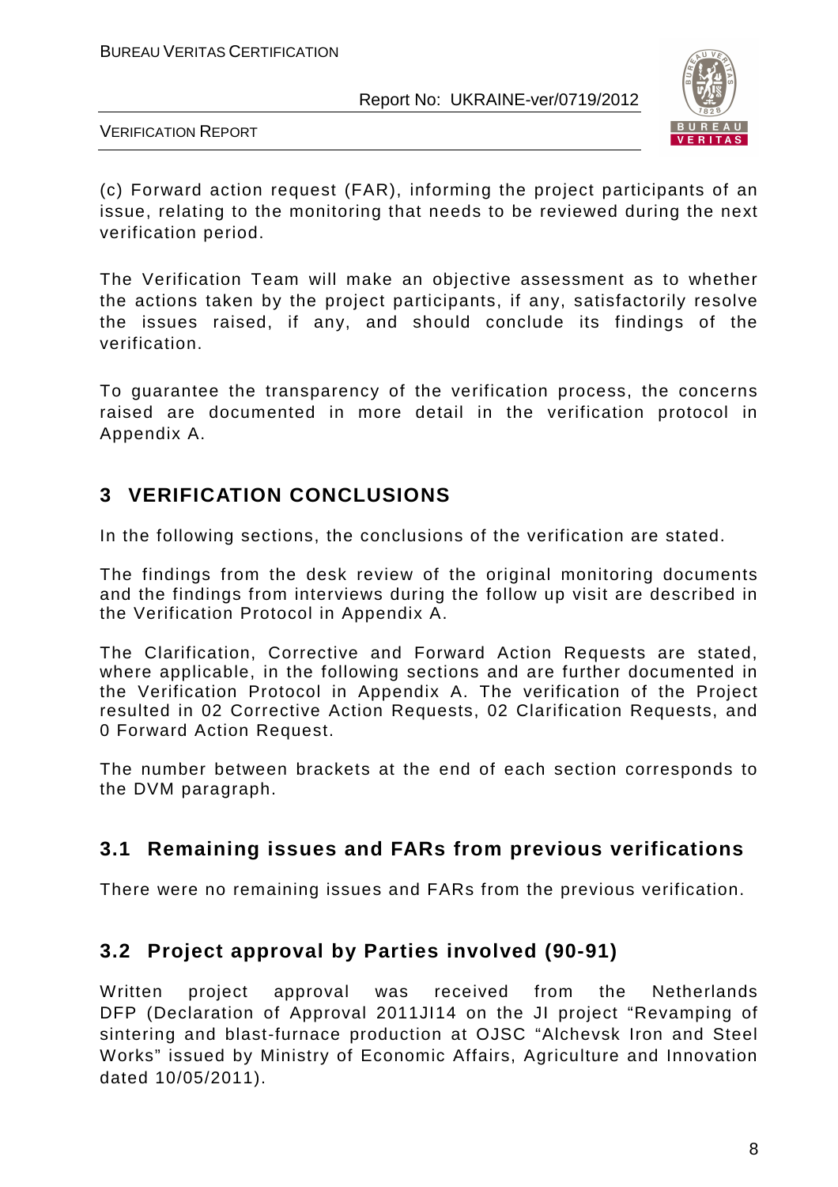(c) Forward action request (FAR), informing the project participants of an issue, relating to the monitoring that needs to be reviewed during the next verification period.

The Verification Team will make an objective assessment as to whether the actions taken by the project participants, if any, satisfactorily resolve the issues raised, if any, and should conclude its findings of the verification.

To guarantee the transparency of the verification process, the concerns raised are documented in more detail in the verification protocol in Appendix A.

# 3 VERIFICATION CONCLUSIONS

In the following sections, the conclusions of the verification are stated.

The findings from the desk review of the original monitoring documents and the findings from interviews during the follow up visit are described in the Verification Protocol in Appendix A.

The Clarification, Corrective and Forward Action Requests are stated, where applicable, in the following sections and are further documented in the Verification Protocol in Appendix A. The verification of the Project resulted in 02 Corrective Action Requests, 02 Clarification Requests, and 0 Forward Action Request.

The number between brackets at the end of each section corresponds to the DVM paragraph.

## 3.1 Remaining issues and FARs from previous verifications

There were no remaining issues and FARs from the previous verification.

## 3.2 Project approval by Parties involved (90-91)

Written project approval was received from the Netherlands DFP (Declaration of Approval 2011JI14 on the JI project "Revamping of sintering and blast-furnace production at OJSC "Alchevsk Iron and Steel Works" issued by Ministry of Economic Affairs, Agriculture and Innovation dated 10/05/2011).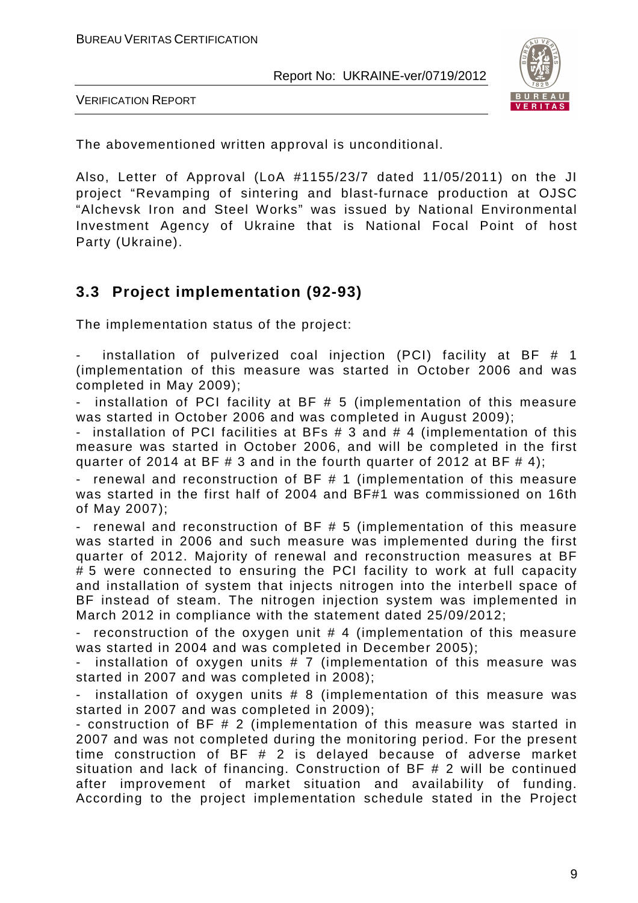The abovementioned written approval is unconditional.

Also, Letter of Approval (LoA #1155/23/7 dated 11/05/2011) on the JI project "Revamping of sintering and blast-furnace production at OJSC "Alchevsk Iron and Steel Works" was issued by National Environmental Investment Agency of Ukraine that is National Focal Point of host Party (Ukraine).

## 3.3 Project implementation (92-93)

The implementation status of the project:

- installation of pulverized coal injection (PCI) facility at BF # 1 (implementation of this measure was started in October 2006 and was completed in May 2009);
- installation of PCI facility at BF # 5 (implementation of this measure was started in October 2006 and was completed in August 2009);
- installation of PCI facilities at BFs # 3 and # 4 (implementation of this measure was started in October 2006, and will be completed in the first quarter of 2014 at BF # 3 and in the fourth quarter of 2012 at BF # 4);
- renewal and reconstruction of BF # 1 (implementation of this measure was started in the first half of 2004 and BF#1 was commissioned on 16th of May 2007);
- renewal and reconstruction of BF # 5 (implementation of this measure was started in 2006 and such measure was implemented during the first quarter of 2012. Majority of renewal and reconstruction measures at BF # 5 were connected to ensuring the PCI facility to work at full capacity and installation of system that injects nitrogen into the interbell space of BF instead of steam. The nitrogen injection system was implemented in March 2012 in compliance with the statement dated 25/09/2012;
- reconstruction of the oxygen unit # 4 (implementation of this measure was started in 2004 and was completed in December 2005);
- installation of oxygen units # 7 (implementation of this measure was started in 2007 and was completed in 2008);
- installation of oxygen units # 8 (implementation of this measure was started in 2007 and was completed in 2009);
- construction of BF # 2 (implementation of this measure was started in 2007 and was not completed during the monitoring period. For the present time construction of BF # 2 is delayed because of adverse market situation and lack of financing. Construction of BF # 2 will be continued after improvement of market situation and availability of funding. According to the project implementation schedule stated in the Project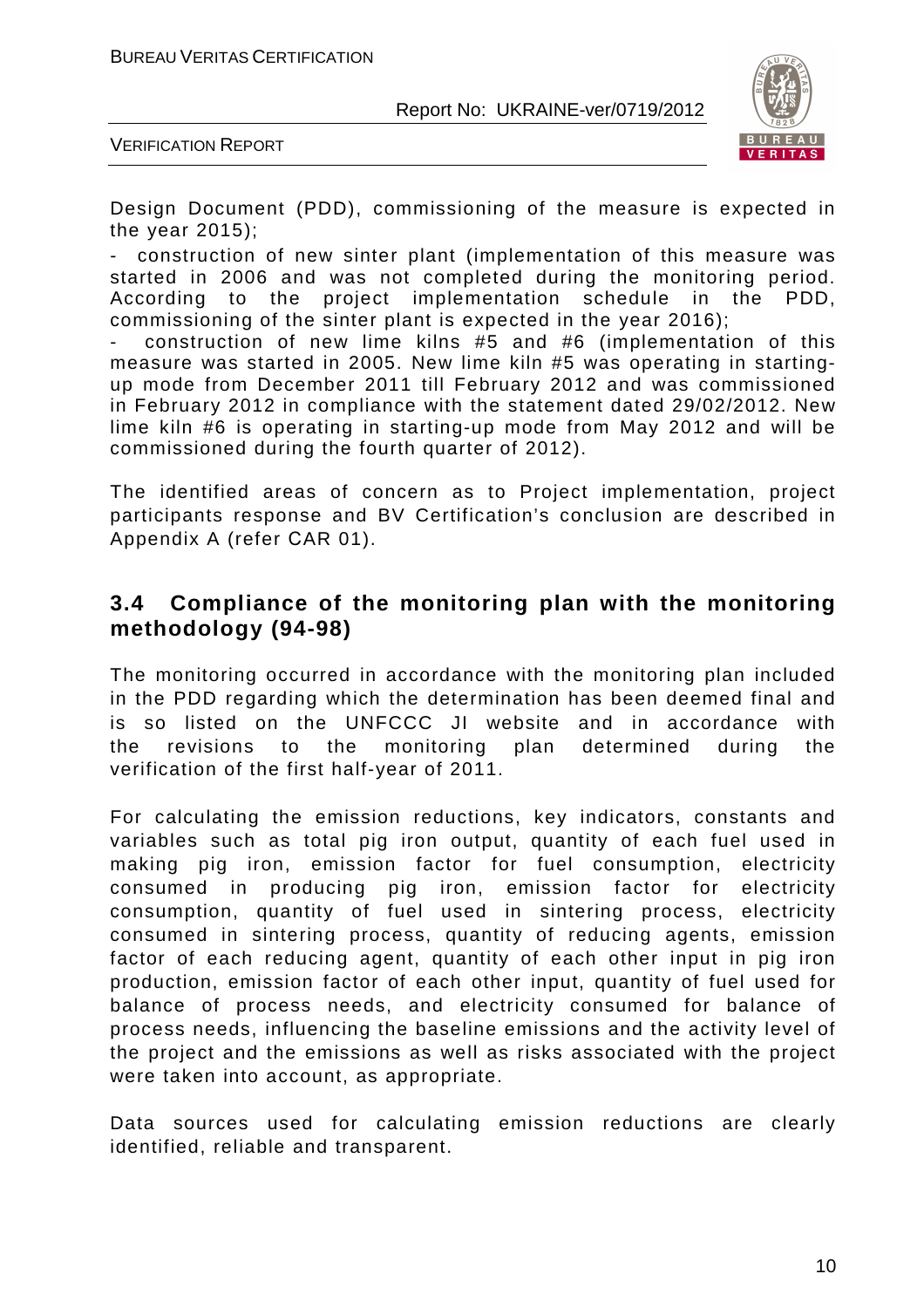Design Document (PDD), commissioning of the measure is expected in the year 2015);

- construction of new sinter plant (implementation of this measure was started in 2006 and was not completed during the monitoring period. According to the project implementation schedule in the PDD, commissioning of the sinter plant is expected in the year 2016);
- construction of new lime kilns #5 and #6 (implementation of this measure was started in 2005. New lime kiln #5 was operating in starting-up mode from December 2011 till February 2012 and was commissioned in February 2012 in compliance with the statement dated 29/02/2012. New lime kiln #6 is operating in starting-up mode from May 2012 and will be commissioned during the fourth quarter of 2012).

The identified areas of concern as to Project implementation, project participants response and BV Certification's conclusion are described in Appendix A (refer CAR 01).

## 3.4 Compliance of the monitoring plan with the monitoring methodology (94-98)

The monitoring occurred in accordance with the monitoring plan included in the PDD regarding which the determination has been deemed final and is so listed on the UNFCCC JI website and in accordance with the revisions to the monitoring plan determined during the verification of the first half-year of 2011.

For calculating the emission reductions, key indicators, constants and variables such as total pig iron output, quantity of each fuel used in making pig iron, emission factor for fuel consumption, electricity consumed in producing pig iron, emission factor for electricity consumption, quantity of fuel used in sintering process, electricity consumed in sintering process, quantity of reducing agents, emission factor of each reducing agent, quantity of each other input in pig iron production, emission factor of each other input, quantity of fuel used for balance of process needs, and electricity consumed for balance of process needs, influencing the baseline emissions and the activity level of the project and the emissions as well as risks associated with the project were taken into account, as appropriate.

Data sources used for calculating emission reductions are clearly identified, reliable and transparent.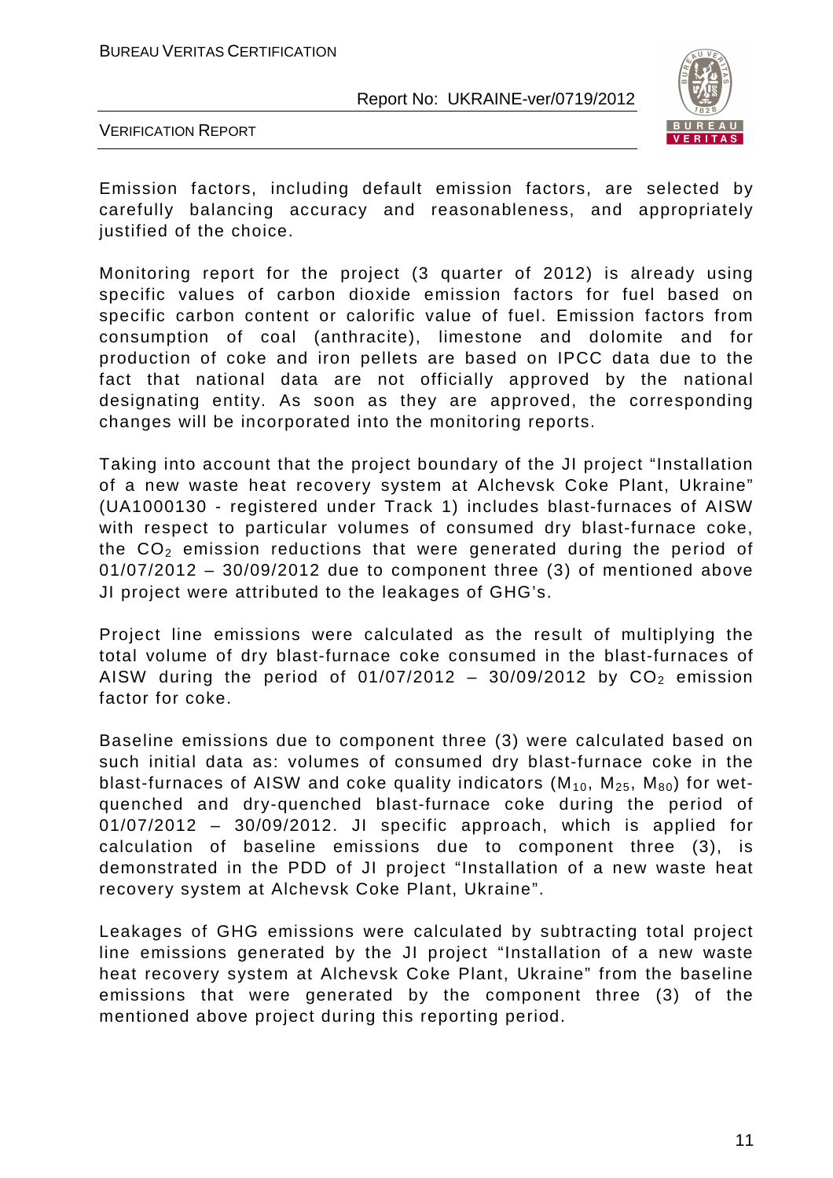Emission factors, including default emission factors, are selected by carefully balancing accuracy and reasonableness, and appropriately justified of the choice.

Monitoring report for the project (3 quarter of 2012) is already using specific values of carbon dioxide emission factors for fuel based on specific carbon content or calorific value of fuel. Emission factors from consumption of coal (anthracite), limestone and dolomite and for production of coke and iron pellets are based on IPCC data due to the fact that national data are not officially approved by the national designating entity. As soon as they are approved, the corresponding changes will be incorporated into the monitoring reports.

Taking into account that the project boundary of the JI project "Installation of a new waste heat recovery system at Alchevsk Coke Plant, Ukraine" (UA1000130 - registered under Track 1) includes blast-furnaces of AISW with respect to particular volumes of consumed dry blast-furnace coke, the $CO_2$ emission reductions that were generated during the period of 01/07/2012 – 30/09/2012 due to component three (3) of mentioned above JI project were attributed to the leakages of GHG's.

Project line emissions were calculated as the result of multiplying the total volume of dry blast-furnace coke consumed in the blast-furnaces of AISW during the period of 01/07/2012 – 30/09/2012 by $CO_2$ emission factor for coke.

Baseline emissions due to component three (3) were calculated based on such initial data as: volumes of consumed dry blast-furnace coke in the blast-furnaces of AISW and coke quality indicators ($M_{10}$, $M_{25}$, $M_{80}$) for wet-quenched and dry-quenched blast-furnace coke during the period of 01/07/2012 – 30/09/2012. JI specific approach, which is applied for calculation of baseline emissions due to component three (3), is demonstrated in the PDD of JI project "Installation of a new waste heat recovery system at Alchevsk Coke Plant, Ukraine".

Leakages of GHG emissions were calculated by subtracting total project line emissions generated by the JI project "Installation of a new waste heat recovery system at Alchevsk Coke Plant, Ukraine" from the baseline emissions that were generated by the component three (3) of the mentioned above project during this reporting period.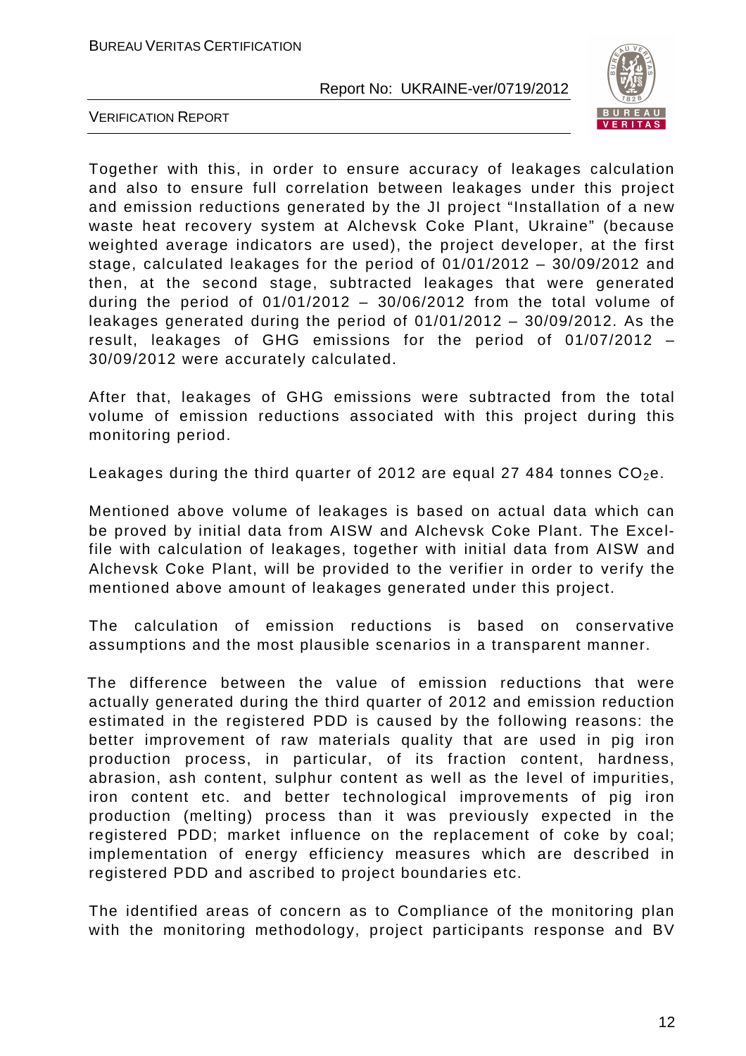Together with this, in order to ensure accuracy of leakages calculation and also to ensure full correlation between leakages under this project and emission reductions generated by the JI project "Installation of a new waste heat recovery system at Alchevsk Coke Plant, Ukraine" (because weighted average indicators are used), the project developer, at the first stage, calculated leakages for the period of 01/01/2012 – 30/09/2012 and then, at the second stage, subtracted leakages that were generated during the period of 01/01/2012 – 30/06/2012 from the total volume of leakages generated during the period of 01/01/2012 – 30/09/2012. As the result, leakages of GHG emissions for the period of 01/07/2012 – 30/09/2012 were accurately calculated.

After that, leakages of GHG emissions were subtracted from the total volume of emission reductions associated with this project during this monitoring period.

Leakages during the third quarter of 2012 are equal 27 484 tonnes $CO_2$e.

Mentioned above volume of leakages is based on actual data which can be proved by initial data from AISW and Alchevsk Coke Plant. The Excel-file with calculation of leakages, together with initial data from AISW and Alchevsk Coke Plant, will be provided to the verifier in order to verify the mentioned above amount of leakages generated under this project.

The calculation of emission reductions is based on conservative assumptions and the most plausible scenarios in a transparent manner.

The difference between the value of emission reductions that were actually generated during the third quarter of 2012 and emission reduction estimated in the registered PDD is caused by the following reasons: the better improvement of raw materials quality that are used in pig iron production process, in particular, of its fraction content, hardness, abrasion, ash content, sulphur content as well as the level of impurities, iron content etc. and better technological improvements of pig iron production (melting) process than it was previously expected in the registered PDD; market influence on the replacement of coke by coal; implementation of energy efficiency measures which are described in registered PDD and ascribed to project boundaries etc.

The identified areas of concern as to Compliance of the monitoring plan with the monitoring methodology, project participants response and BV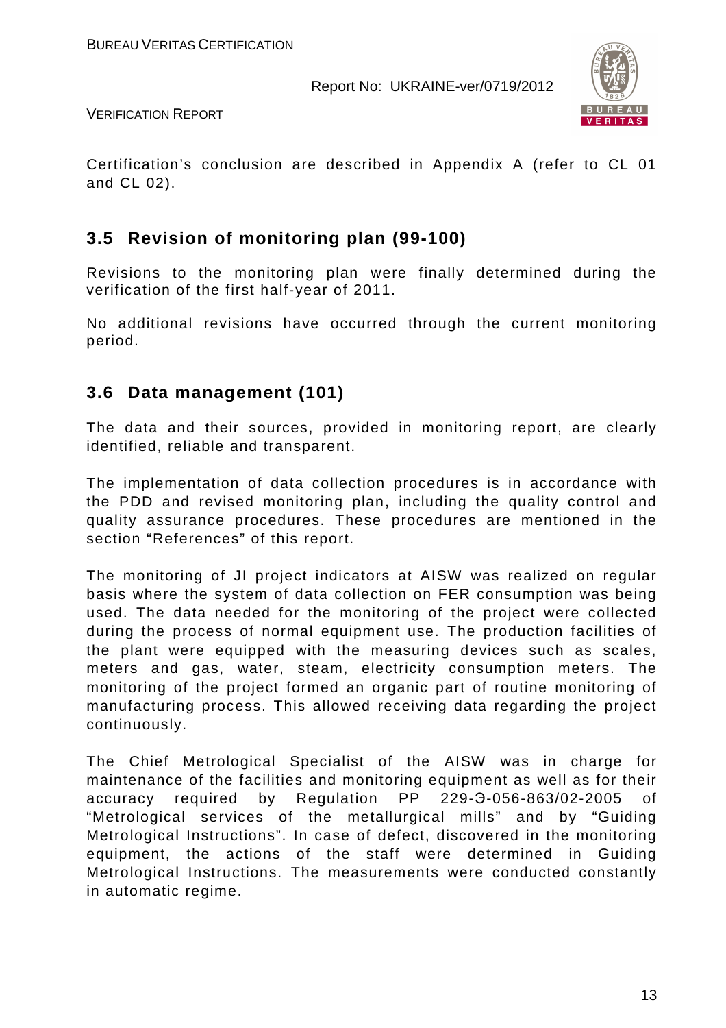Certification's conclusion are described in Appendix A (refer to CL 01 and CL 02).

## 3.5 Revision of monitoring plan (99-100)

Revisions to the monitoring plan were finally determined during the verification of the first half-year of 2011.

No additional revisions have occurred through the current monitoring period.

## 3.6 Data management (101)

The data and their sources, provided in monitoring report, are clearly identified, reliable and transparent.

The implementation of data collection procedures is in accordance with the PDD and revised monitoring plan, including the quality control and quality assurance procedures. These procedures are mentioned in the section "References" of this report.

The monitoring of JI project indicators at AISW was realized on regular basis where the system of data collection on FER consumption was being used. The data needed for the monitoring of the project were collected during the process of normal equipment use. The production facilities of the plant were equipped with the measuring devices such as scales, meters and gas, water, steam, electricity consumption meters. The monitoring of the project formed an organic part of routine monitoring of manufacturing process. This allowed receiving data regarding the project continuously.

The Chief Metrological Specialist of the AISW was in charge for maintenance of the facilities and monitoring equipment as well as for their accuracy required by Regulation PP 229-Э-056-863/02-2005 of "Metrological services of the metallurgical mills" and by "Guiding Metrological Instructions". In case of defect, discovered in the monitoring equipment, the actions of the staff were determined in Guiding Metrological Instructions. The measurements were conducted constantly in automatic regime.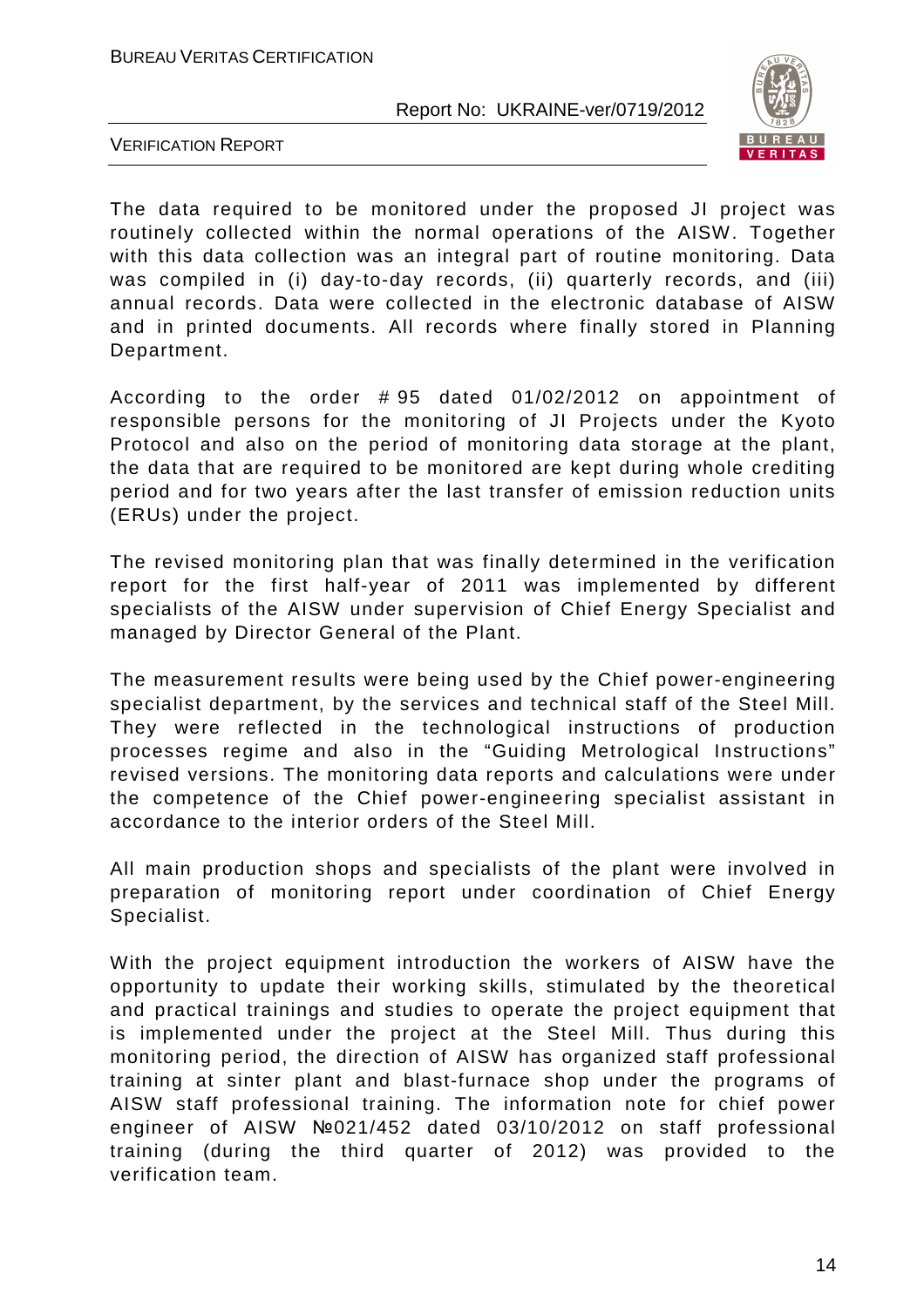The data required to be monitored under the proposed JI project was routinely collected within the normal operations of the AISW. Together with this data collection was an integral part of routine monitoring. Data was compiled in (i) day-to-day records, (ii) quarterly records, and (iii) annual records. Data were collected in the electronic database of AISW and in printed documents. All records where finally stored in Planning Department.

According to the order # 95 dated 01/02/2012 on appointment of responsible persons for the monitoring of JI Projects under the Kyoto Protocol and also on the period of monitoring data storage at the plant, the data that are required to be monitored are kept during whole crediting period and for two years after the last transfer of emission reduction units (ERUs) under the project.

The revised monitoring plan that was finally determined in the verification report for the first half-year of 2011 was implemented by different specialists of the AISW under supervision of Chief Energy Specialist and managed by Director General of the Plant.

The measurement results were being used by the Chief power-engineering specialist department, by the services and technical staff of the Steel Mill. They were reflected in the technological instructions of production processes regime and also in the "Guiding Metrological Instructions" revised versions. The monitoring data reports and calculations were under the competence of the Chief power-engineering specialist assistant in accordance to the interior orders of the Steel Mill.

All main production shops and specialists of the plant were involved in preparation of monitoring report under coordination of Chief Energy Specialist.

With the project equipment introduction the workers of AISW have the opportunity to update their working skills, stimulated by the theoretical and practical trainings and studies to operate the project equipment that is implemented under the project at the Steel Mill. Thus during this monitoring period, the direction of AISW has organized staff professional training at sinter plant and blast-furnace shop under the programs of AISW staff professional training. The information note for chief power engineer of AISW №021/452 dated 03/10/2012 on staff professional training (during the third quarter of 2012) was provided to the verification team.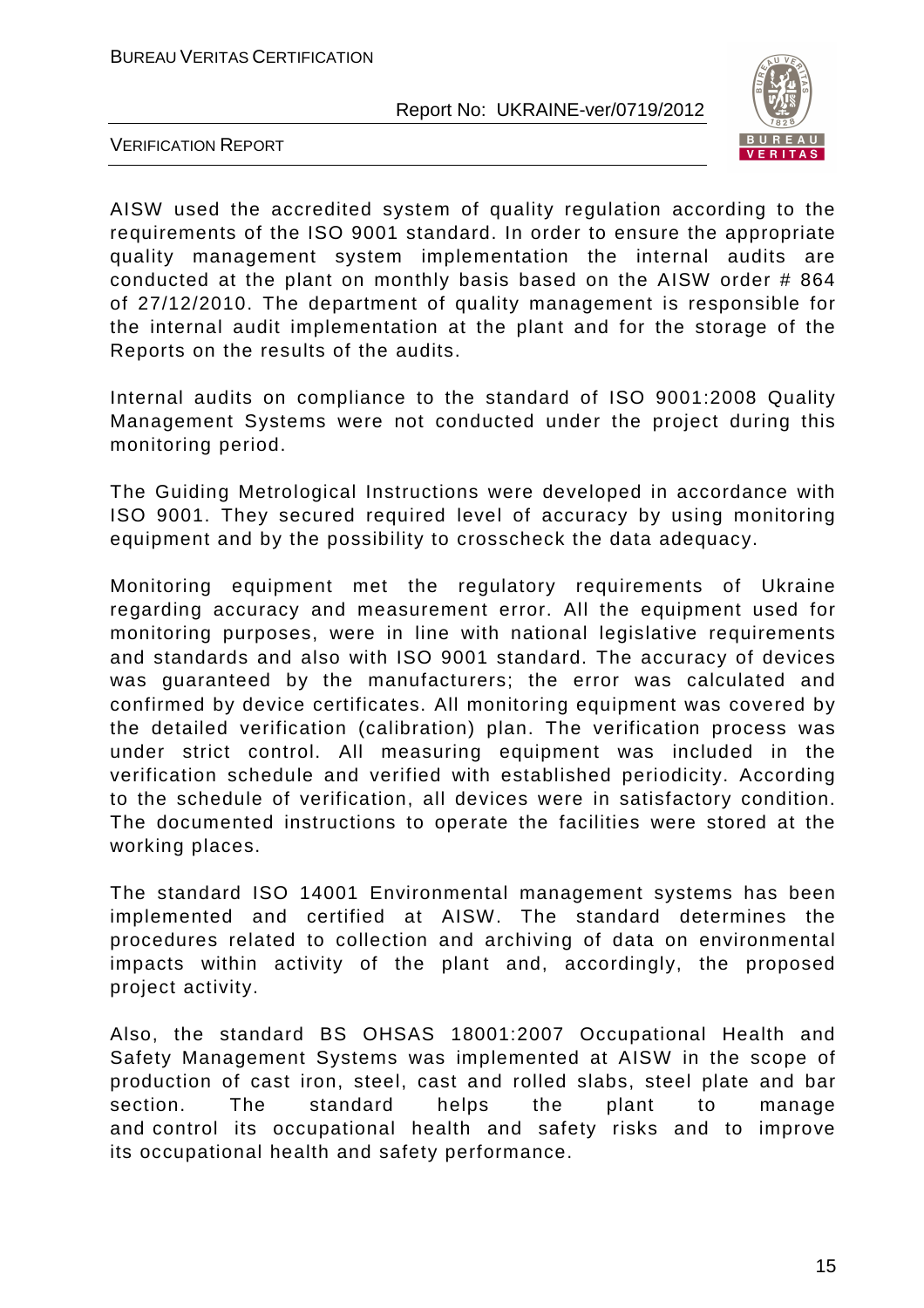AISW used the accredited system of quality regulation according to the requirements of the ISO 9001 standard. In order to ensure the appropriate quality management system implementation the internal audits are conducted at the plant on monthly basis based on the AISW order # 864 of 27/12/2010. The department of quality management is responsible for the internal audit implementation at the plant and for the storage of the Reports on the results of the audits.

Internal audits on compliance to the standard of ISO 9001:2008 Quality Management Systems were not conducted under the project during this monitoring period.

The Guiding Metrological Instructions were developed in accordance with ISO 9001. They secured required level of accuracy by using monitoring equipment and by the possibility to crosscheck the data adequacy.

Monitoring equipment met the regulatory requirements of Ukraine regarding accuracy and measurement error. All the equipment used for monitoring purposes, were in line with national legislative requirements and standards and also with ISO 9001 standard. The accuracy of devices was guaranteed by the manufacturers; the error was calculated and confirmed by device certificates. All monitoring equipment was covered by the detailed verification (calibration) plan. The verification process was under strict control. All measuring equipment was included in the verification schedule and verified with established periodicity. According to the schedule of verification, all devices were in satisfactory condition. The documented instructions to operate the facilities were stored at the working places.

The standard ISO 14001 Environmental management systems has been implemented and certified at AISW. The standard determines the procedures related to collection and archiving of data on environmental impacts within activity of the plant and, accordingly, the proposed project activity.

Also, the standard BS OHSAS 18001:2007 Occupational Health and Safety Management Systems was implemented at AISW in the scope of production of cast iron, steel, cast and rolled slabs, steel plate and bar section. The standard helps the plant to manage and control its occupational health and safety risks and to improve its occupational health and safety performance.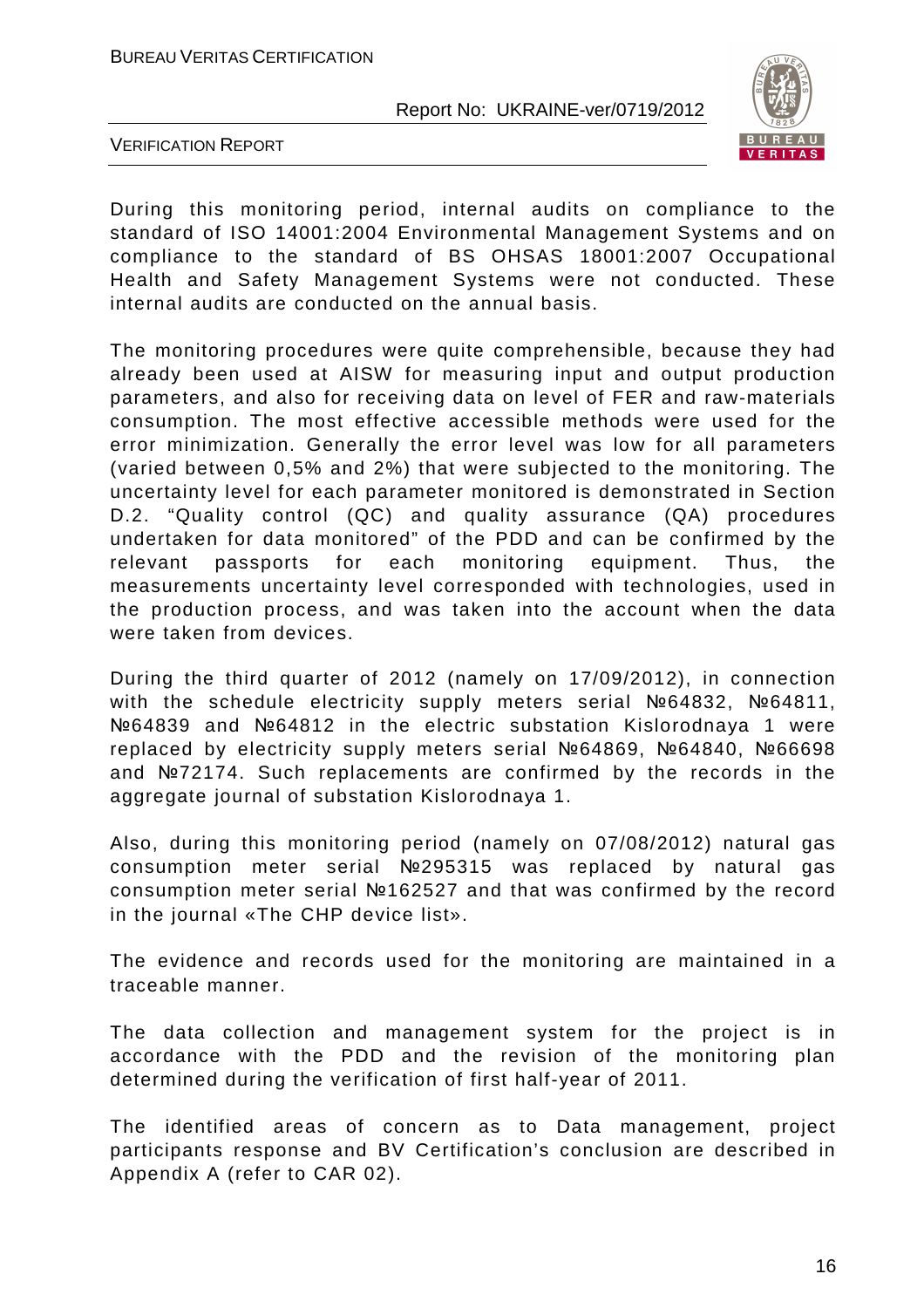During this monitoring period, internal audits on compliance to the standard of ISO 14001:2004 Environmental Management Systems and on compliance to the standard of BS OHSAS 18001:2007 Occupational Health and Safety Management Systems were not conducted. These internal audits are conducted on the annual basis.

The monitoring procedures were quite comprehensible, because they had already been used at AISW for measuring input and output production parameters, and also for receiving data on level of FER and raw-materials consumption. The most effective accessible methods were used for the error minimization. Generally the error level was low for all parameters (varied between 0,5% and 2%) that were subjected to the monitoring. The uncertainty level for each parameter monitored is demonstrated in Section D.2. "Quality control (QC) and quality assurance (QA) procedures undertaken for data monitored" of the PDD and can be confirmed by the relevant passports for each monitoring equipment. Thus, the measurements uncertainty level corresponded with technologies, used in the production process, and was taken into the account when the data were taken from devices.

During the third quarter of 2012 (namely on 17/09/2012), in connection with the schedule electricity supply meters serial №64832, №64811, №64839 and №64812 in the electric substation Kislorodnaya 1 were replaced by electricity supply meters serial №64869, №64840, №66698 and №72174. Such replacements are confirmed by the records in the aggregate journal of substation Kislorodnaya 1.

Also, during this monitoring period (namely on 07/08/2012) natural gas consumption meter serial №295315 was replaced by natural gas consumption meter serial №162527 and that was confirmed by the record in the journal «The CHP device list».

The evidence and records used for the monitoring are maintained in a traceable manner.

The data collection and management system for the project is in accordance with the PDD and the revision of the monitoring plan determined during the verification of first half-year of 2011.

The identified areas of concern as to Data management, project participants response and BV Certification's conclusion are described in Appendix A (refer to CAR 02).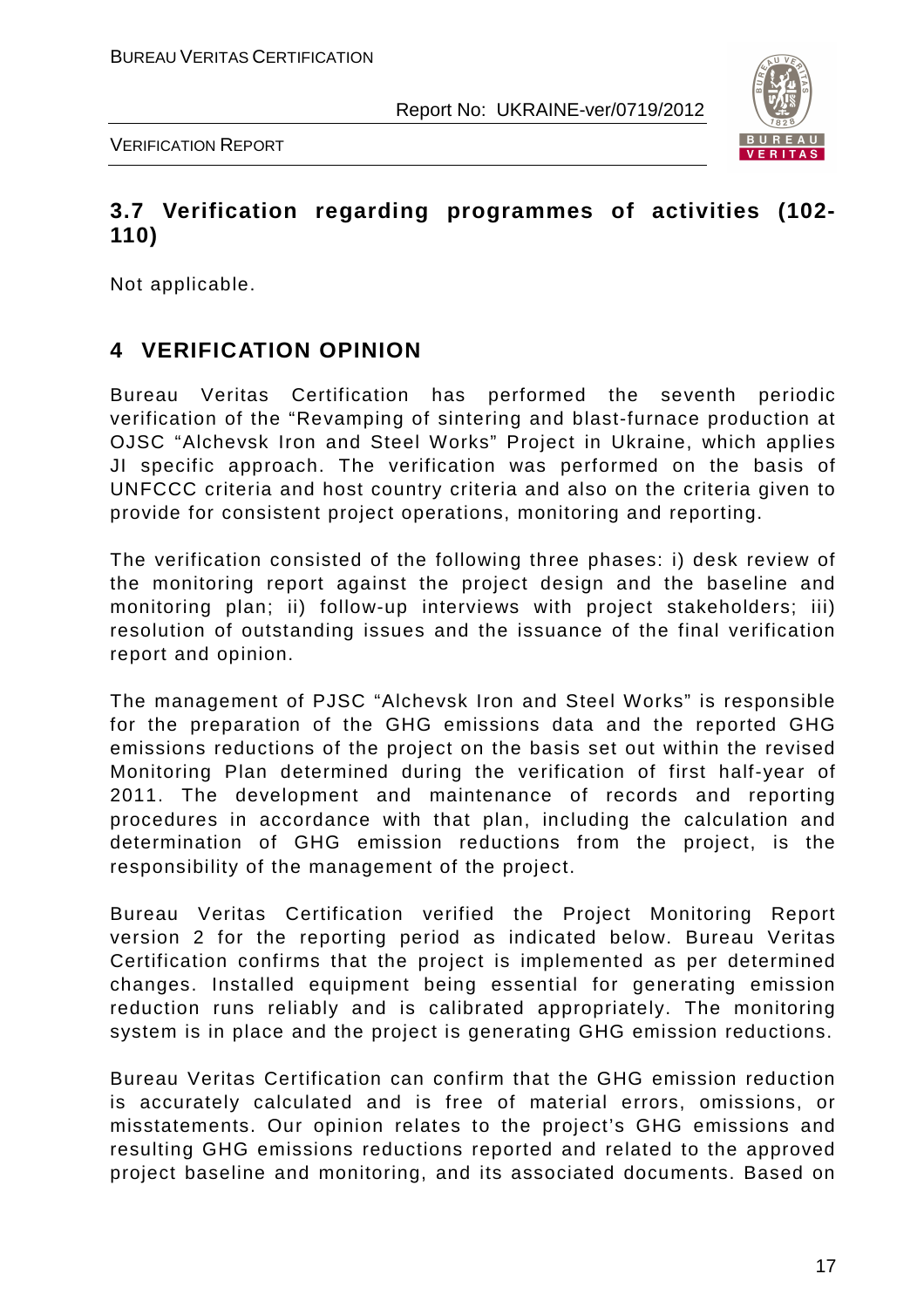## 3.7 Verification regarding programmes of activities (102-110)

Not applicable.

# 4 VERIFICATION OPINION

Bureau Veritas Certification has performed the seventh periodic verification of the "Revamping of sintering and blast-furnace production at OJSC "Alchevsk Iron and Steel Works" Project in Ukraine, which applies JI specific approach. The verification was performed on the basis of UNFCCC criteria and host country criteria and also on the criteria given to provide for consistent project operations, monitoring and reporting.

The verification consisted of the following three phases: i) desk review of the monitoring report against the project design and the baseline and monitoring plan; ii) follow-up interviews with project stakeholders; iii) resolution of outstanding issues and the issuance of the final verification report and opinion.

The management of PJSC "Alchevsk Iron and Steel Works" is responsible for the preparation of the GHG emissions data and the reported GHG emissions reductions of the project on the basis set out within the revised Monitoring Plan determined during the verification of first half-year of 2011. The development and maintenance of records and reporting procedures in accordance with that plan, including the calculation and determination of GHG emission reductions from the project, is the responsibility of the management of the project.

Bureau Veritas Certification verified the Project Monitoring Report version 2 for the reporting period as indicated below. Bureau Veritas Certification confirms that the project is implemented as per determined changes. Installed equipment being essential for generating emission reduction runs reliably and is calibrated appropriately. The monitoring system is in place and the project is generating GHG emission reductions.

Bureau Veritas Certification can confirm that the GHG emission reduction is accurately calculated and is free of material errors, omissions, or misstatements. Our opinion relates to the project's GHG emissions and resulting GHG emissions reductions reported and related to the approved project baseline and monitoring, and its associated documents. Based on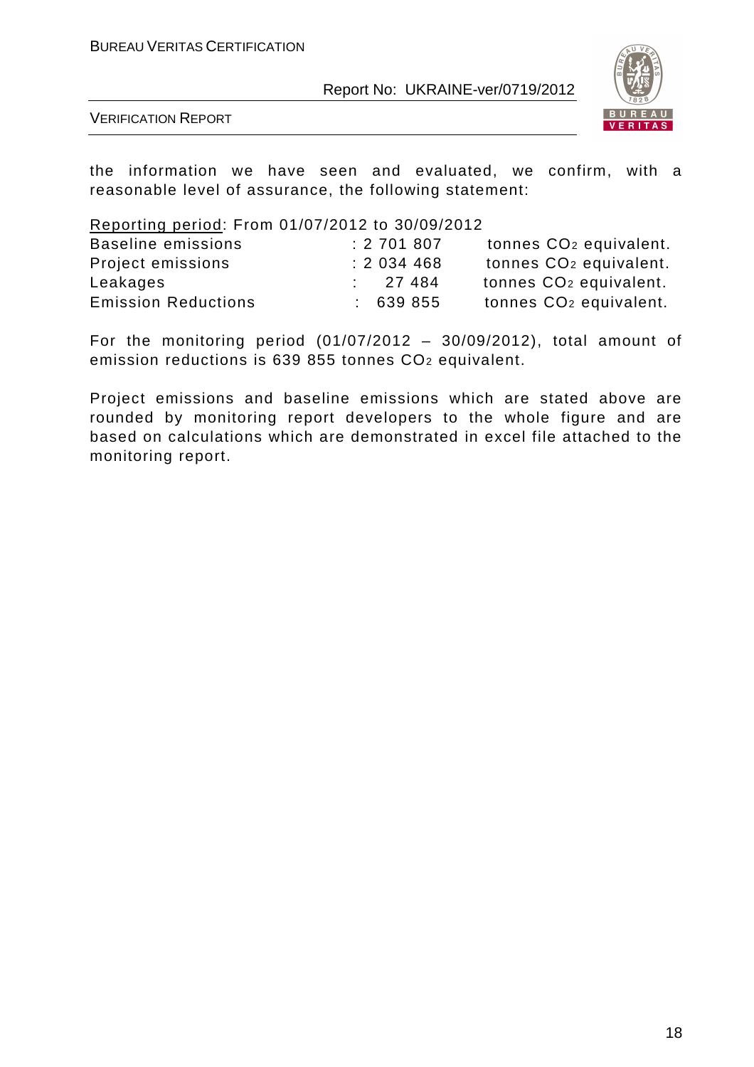the information we have seen and evaluated, we confirm, with a reasonable level of assurance, the following statement:

Reporting period: From 01/07/2012 to 30/09/2012

| | | |
|---|---|---|
| Baseline emissions | : 2 701 807 | tonnes $CO_2$ equivalent. |
| Project emissions | : 2 034 468 | tonnes $CO_2$ equivalent. |
| Leakages | : 27 484 | tonnes $CO_2$ equivalent. |
| Emission Reductions | : 639 855 | tonnes $CO_2$ equivalent. |

For the monitoring period (01/07/2012 – 30/09/2012), total amount of emission reductions is 639 855 tonnes $CO_2$ equivalent.

Project emissions and baseline emissions which are stated above are rounded by monitoring report developers to the whole figure and are based on calculations which are demonstrated in excel file attached to the monitoring report.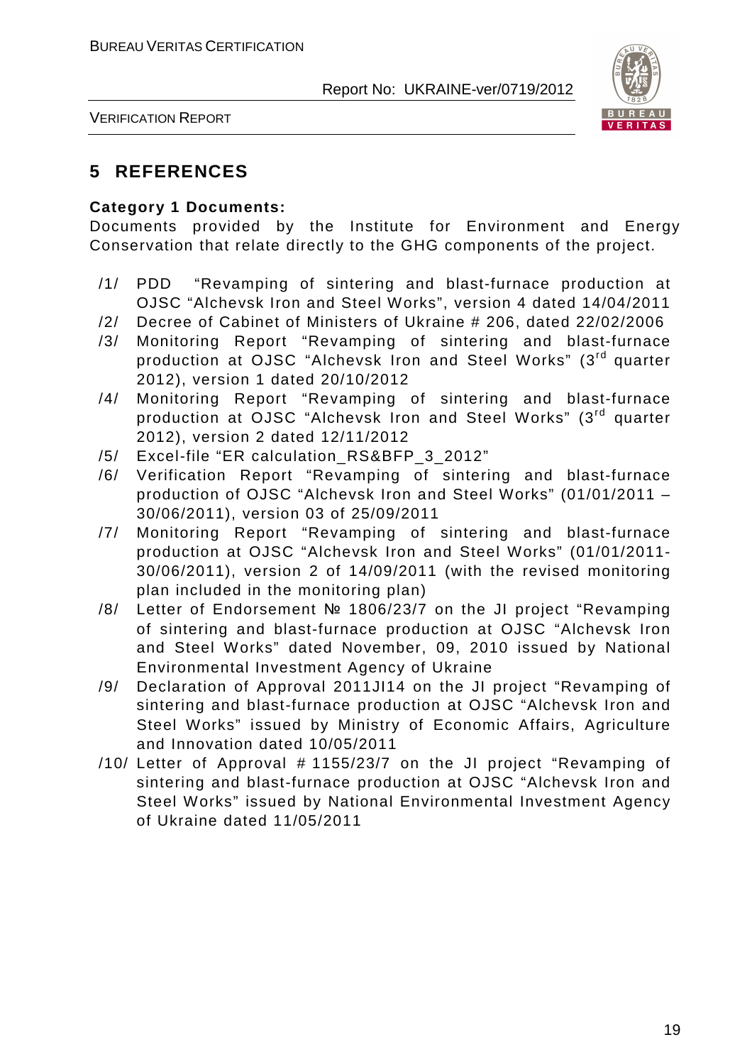# 5 REFERENCES

**Category 1 Documents:**

Documents provided by the Institute for Environment and Energy Conservation that relate directly to the GHG components of the project.

/1/ PDD "Revamping of sintering and blast-furnace production at OJSC "Alchevsk Iron and Steel Works", version 4 dated 14/04/2011

/2/ Decree of Cabinet of Ministers of Ukraine # 206, dated 22/02/2006

/3/ Monitoring Report "Revamping of sintering and blast-furnace production at OJSC "Alchevsk Iron and Steel Works" (3rd quarter 2012), version 1 dated 20/10/2012

/4/ Monitoring Report "Revamping of sintering and blast-furnace production at OJSC "Alchevsk Iron and Steel Works" (3rd quarter 2012), version 2 dated 12/11/2012

/5/ Excel-file "ER calculation_RS&BFP_3_2012"

/6/ Verification Report "Revamping of sintering and blast-furnace production of OJSC "Alchevsk Iron and Steel Works" (01/01/2011 – 30/06/2011), version 03 of 25/09/2011

/7/ Monitoring Report "Revamping of sintering and blast-furnace production at OJSC "Alchevsk Iron and Steel Works" (01/01/2011-30/06/2011), version 2 of 14/09/2011 (with the revised monitoring plan included in the monitoring plan)

/8/ Letter of Endorsement № 1806/23/7 on the JI project "Revamping of sintering and blast-furnace production at OJSC "Alchevsk Iron and Steel Works" dated November, 09, 2010 issued by National Environmental Investment Agency of Ukraine

/9/ Declaration of Approval 2011JI14 on the JI project "Revamping of sintering and blast-furnace production at OJSC "Alchevsk Iron and Steel Works" issued by Ministry of Economic Affairs, Agriculture and Innovation dated 10/05/2011

/10/ Letter of Approval # 1155/23/7 on the JI project "Revamping of sintering and blast-furnace production at OJSC "Alchevsk Iron and Steel Works" issued by National Environmental Investment Agency of Ukraine dated 11/05/2011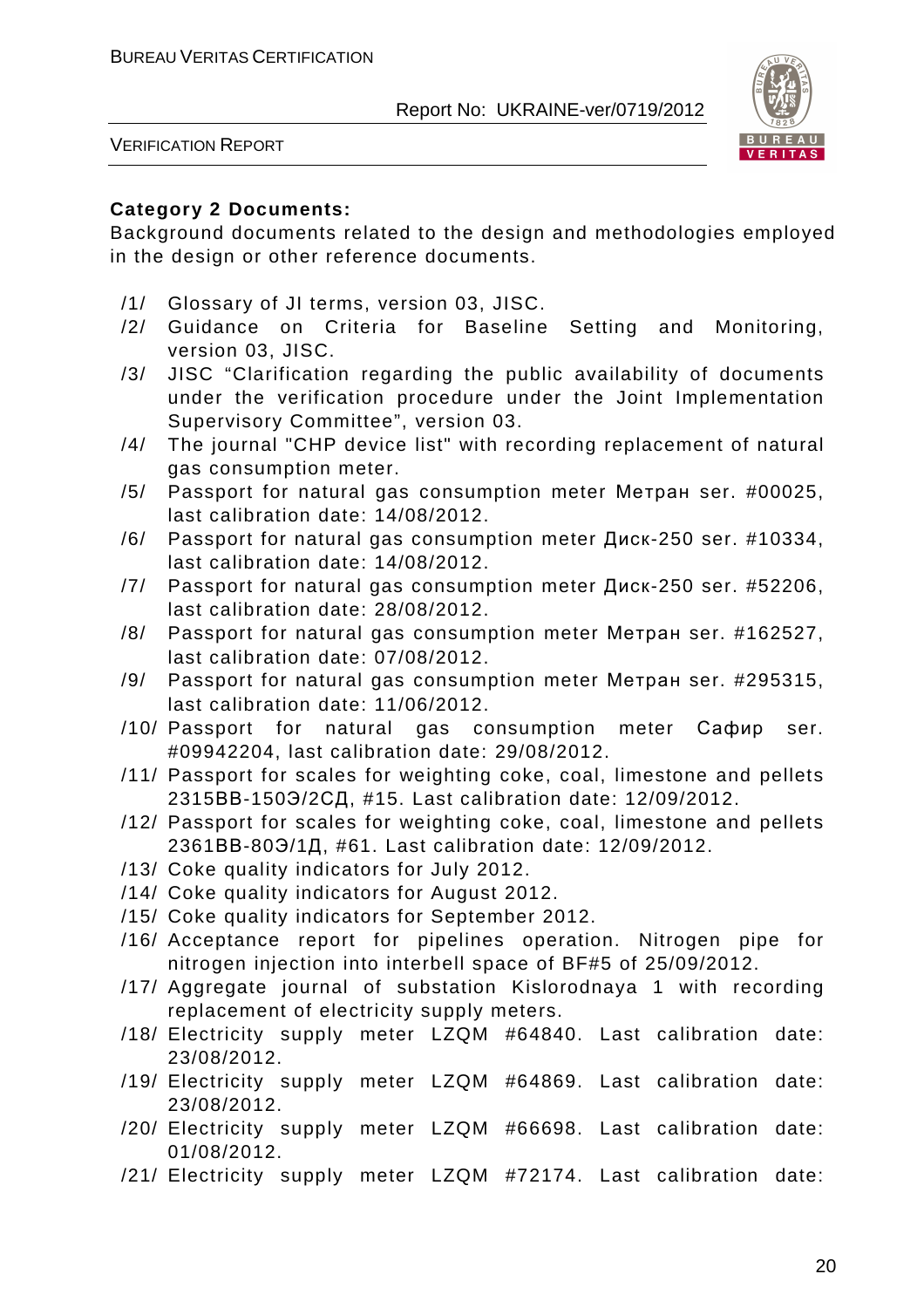**Category 2 Documents:**

Background documents related to the design and methodologies employed in the design or other reference documents.

/1/ Glossary of JI terms, version 03, JISC.

/2/ Guidance on Criteria for Baseline Setting and Monitoring, version 03, JISC.

/3/ JISC "Clarification regarding the public availability of documents under the verification procedure under the Joint Implementation Supervisory Committee", version 03.

/4/ The journal "CHP device list" with recording replacement of natural gas consumption meter.

/5/ Passport for natural gas consumption meter Метран ser. #00025, last calibration date: 14/08/2012.

/6/ Passport for natural gas consumption meter Диск-250 ser. #10334, last calibration date: 14/08/2012.

/7/ Passport for natural gas consumption meter Диск-250 ser. #52206, last calibration date: 28/08/2012.

/8/ Passport for natural gas consumption meter Метран ser. #162527, last calibration date: 07/08/2012.

/9/ Passport for natural gas consumption meter Метран ser. #295315, last calibration date: 11/06/2012.

/10/ Passport for natural gas consumption meter Сафир ser. #09942204, last calibration date: 29/08/2012.

/11/ Passport for scales for weighting coke, coal, limestone and pellets 2315ВВ-150Э/2СД, #15. Last calibration date: 12/09/2012.

/12/ Passport for scales for weighting coke, coal, limestone and pellets 2361ВВ-80Э/1Д, #61. Last calibration date: 12/09/2012.

/13/ Coke quality indicators for July 2012.

/14/ Coke quality indicators for August 2012.

/15/ Coke quality indicators for September 2012.

/16/ Acceptance report for pipelines operation. Nitrogen pipe for nitrogen injection into interbell space of BF#5 of 25/09/2012.

/17/ Aggregate journal of substation Kislorodnaya 1 with recording replacement of electricity supply meters.

/18/ Electricity supply meter LZQM #64840. Last calibration date: 23/08/2012.

/19/ Electricity supply meter LZQM #64869. Last calibration date: 23/08/2012.

/20/ Electricity supply meter LZQM #66698. Last calibration date: 01/08/2012.

/21/ Electricity supply meter LZQM #72174. Last calibration date: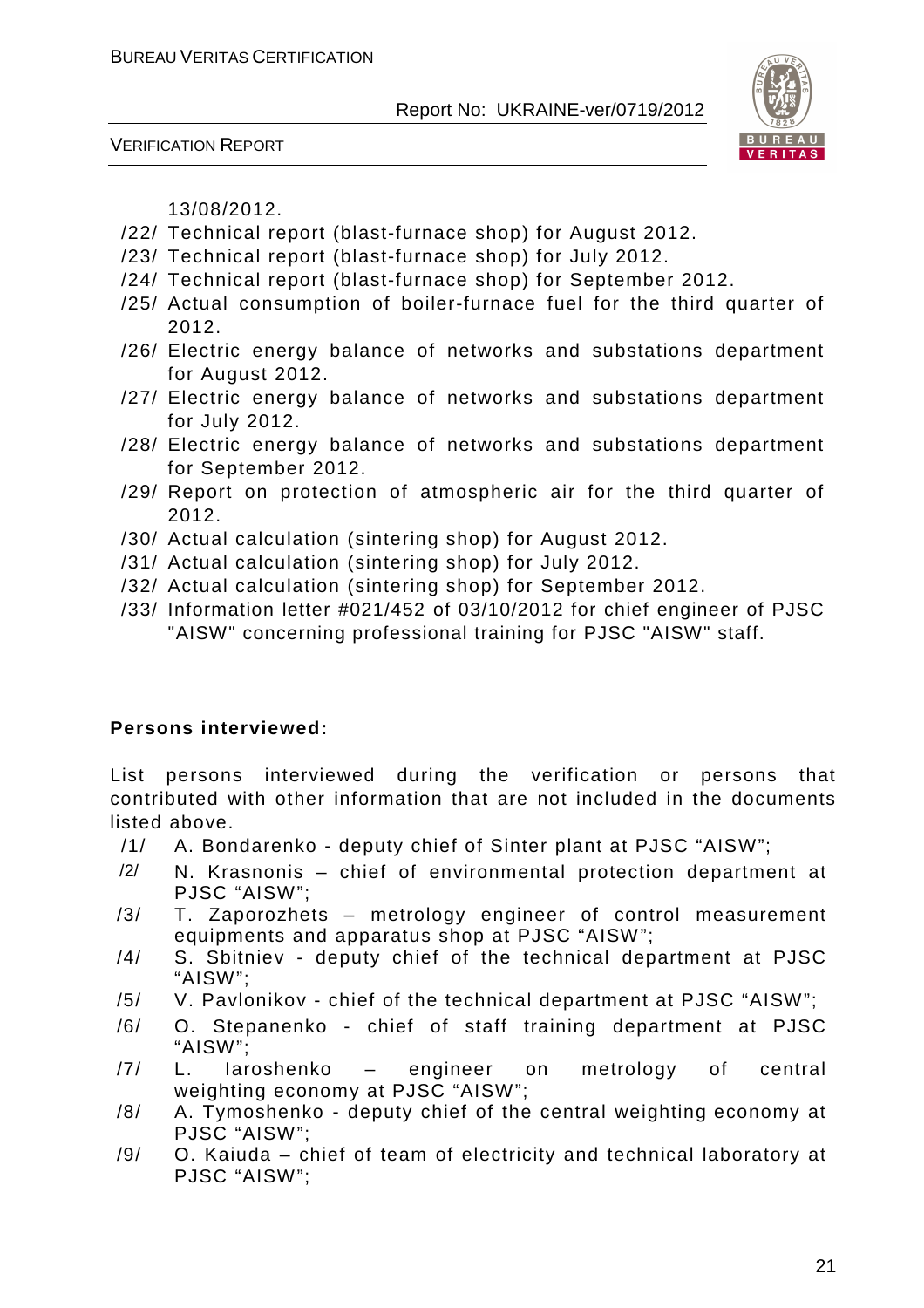13/08/2012.

/22/ Technical report (blast-furnace shop) for August 2012.

/23/ Technical report (blast-furnace shop) for July 2012.

/24/ Technical report (blast-furnace shop) for September 2012.

/25/ Actual consumption of boiler-furnace fuel for the third quarter of 2012.

/26/ Electric energy balance of networks and substations department for August 2012.

/27/ Electric energy balance of networks and substations department for July 2012.

/28/ Electric energy balance of networks and substations department for September 2012.

/29/ Report on protection of atmospheric air for the third quarter of 2012.

/30/ Actual calculation (sintering shop) for August 2012.

/31/ Actual calculation (sintering shop) for July 2012.

/32/ Actual calculation (sintering shop) for September 2012.

/33/ Information letter #021/452 of 03/10/2012 for chief engineer of PJSC "AISW" concerning professional training for PJSC "AISW" staff.

**Persons interviewed:**

List persons interviewed during the verification or persons that contributed with other information that are not included in the documents listed above.

/1/ A. Bondarenko - deputy chief of Sinter plant at PJSC “AISW”;

/2/ N. Krasnonis – chief of environmental protection department at PJSC “AISW”;

/3/ T. Zaporozhets – metrology engineer of control measurement equipments and apparatus shop at PJSC “AISW”;

/4/ S. Sbitniev - deputy chief of the technical department at PJSC “AISW”;

/5/ V. Pavlonikov - chief of the technical department at PJSC “AISW”;

/6/ O. Stepanenko - chief of staff training department at PJSC “AISW”;

/7/ L. Iaroshenko – engineer on metrology of central weighting economy at PJSC “AISW”;

/8/ A. Tymoshenko - deputy chief of the central weighting economy at PJSC “AISW”;

/9/ O. Kaiuda – chief of team of electricity and technical laboratory at PJSC “AISW”;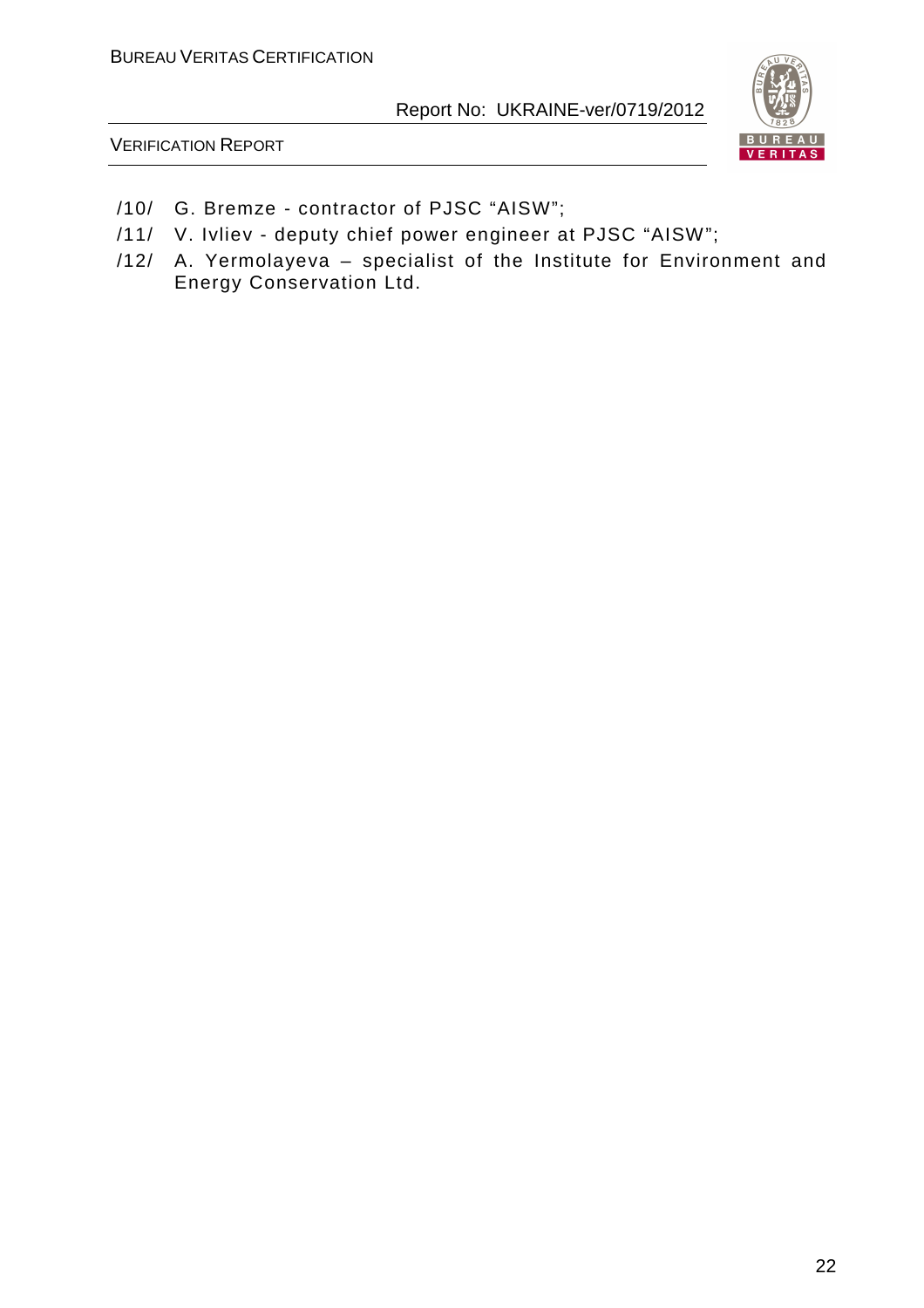/10/ G. Bremze - contractor of PJSC "AISW";

/11/ V. Ivliev - deputy chief power engineer at PJSC "AISW";

/12/ A. Yermolayeva – specialist of the Institute for Environment and Energy Conservation Ltd.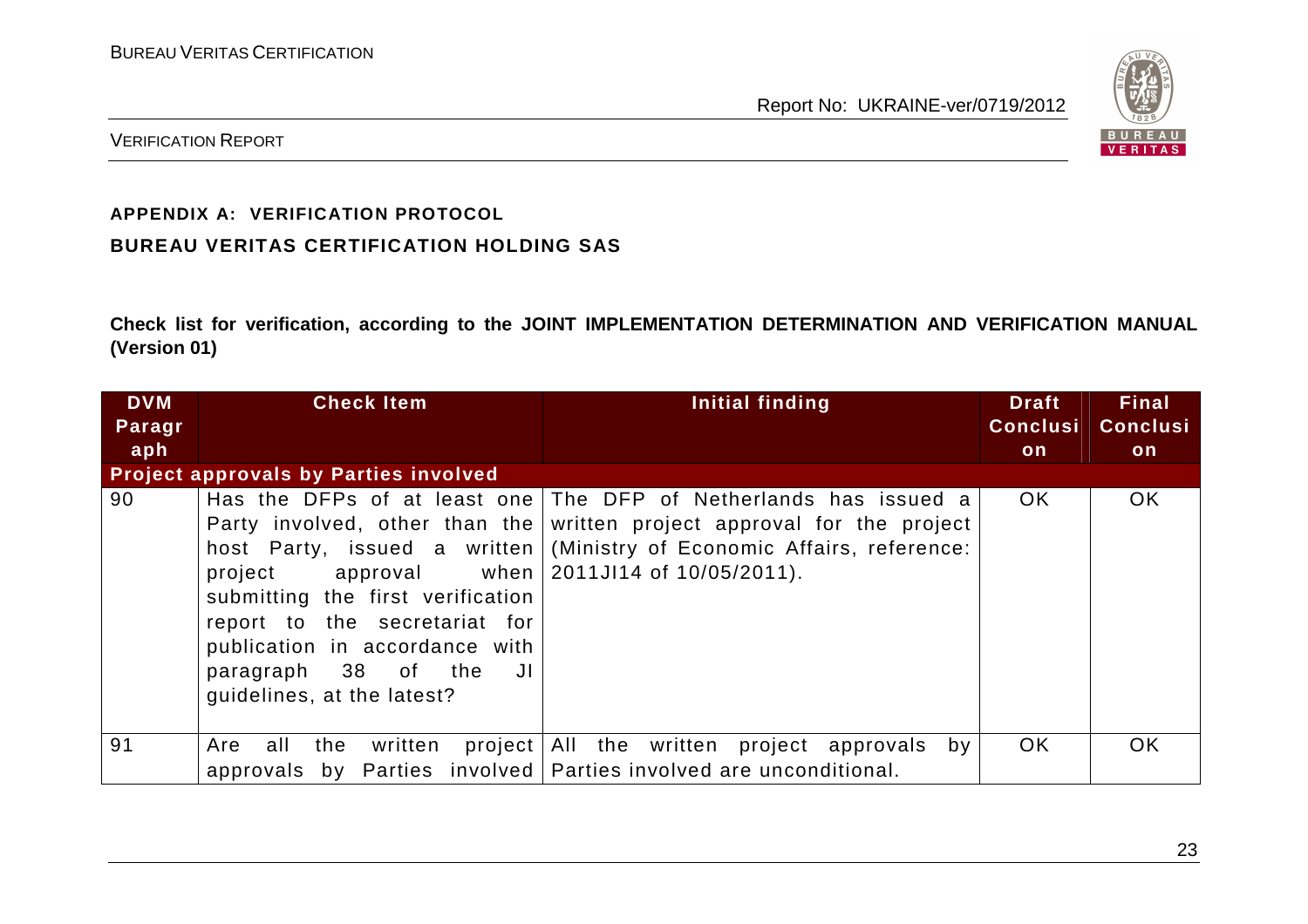**APPENDIX A: VERIFICATION PROTOCOL**

**BUREAU VERITAS CERTIFICATION HOLDING SAS**

**Check list for verification, according to the JOINT IMPLEMENTATION DETERMINATION AND VERIFICATION MANUAL (Version 01)**

| DVM Paragraph | Check Item | Initial finding | Draft Conclusion | Final Conclusion |
|---|---|---|---|---|
| **Project approvals by Parties involved** | | | | |
| 90 | Has the DFPs of at least one Party involved, other than the host Party, issued a written project approval when submitting the first verification report to the secretariat for publication in accordance with paragraph 38 of the JI guidelines, at the latest? | The DFP of Netherlands has issued a written project approval for the project (Ministry of Economic Affairs, reference: 2011JI14 of 10/05/2011). | OK | OK |
| 91 | Are all the written project approvals by Parties involved | All the written project approvals by Parties involved are unconditional. | OK | OK |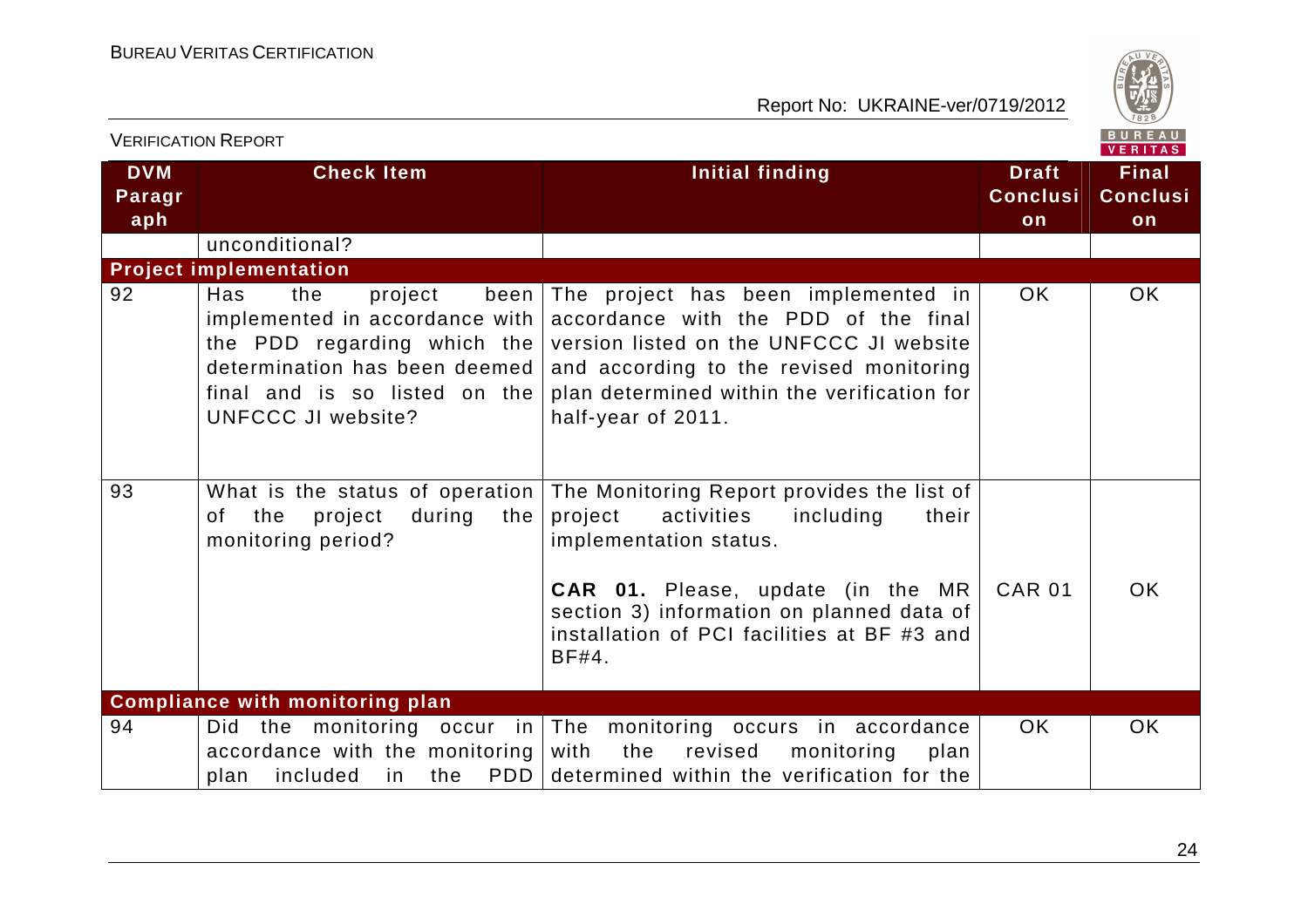| DVM Paragraph | Check Item | Initial finding | Draft Conclusion | Final Conclusion |
|---|---|---|---|---|
| | unconditional? | | | |
| **Project implementation** | | | | |
| 92 | Has the project been implemented in accordance with the PDD regarding which the determination has been deemed final and is so listed on the UNFCCC JI website? | The project has been implemented in accordance with the PDD of the final version listed on the UNFCCC JI website and according to the revised monitoring plan determined within the verification for half-year of 2011. | OK | OK |
| 93 | What is the status of operation of the project during the monitoring period? | The Monitoring Report provides the list of project activities including their implementation status.<br><br>**CAR 01.** Please, update (in the MR section 3) information on planned data of installation of PCI facilities at BF #3 and BF#4. | CAR 01 | OK |
| **Compliance with monitoring plan** | | | | |
| 94 | Did the monitoring occur in accordance with the monitoring plan included in the PDD | The monitoring occurs in accordance with the revised monitoring plan determined within the verification for the | OK | OK |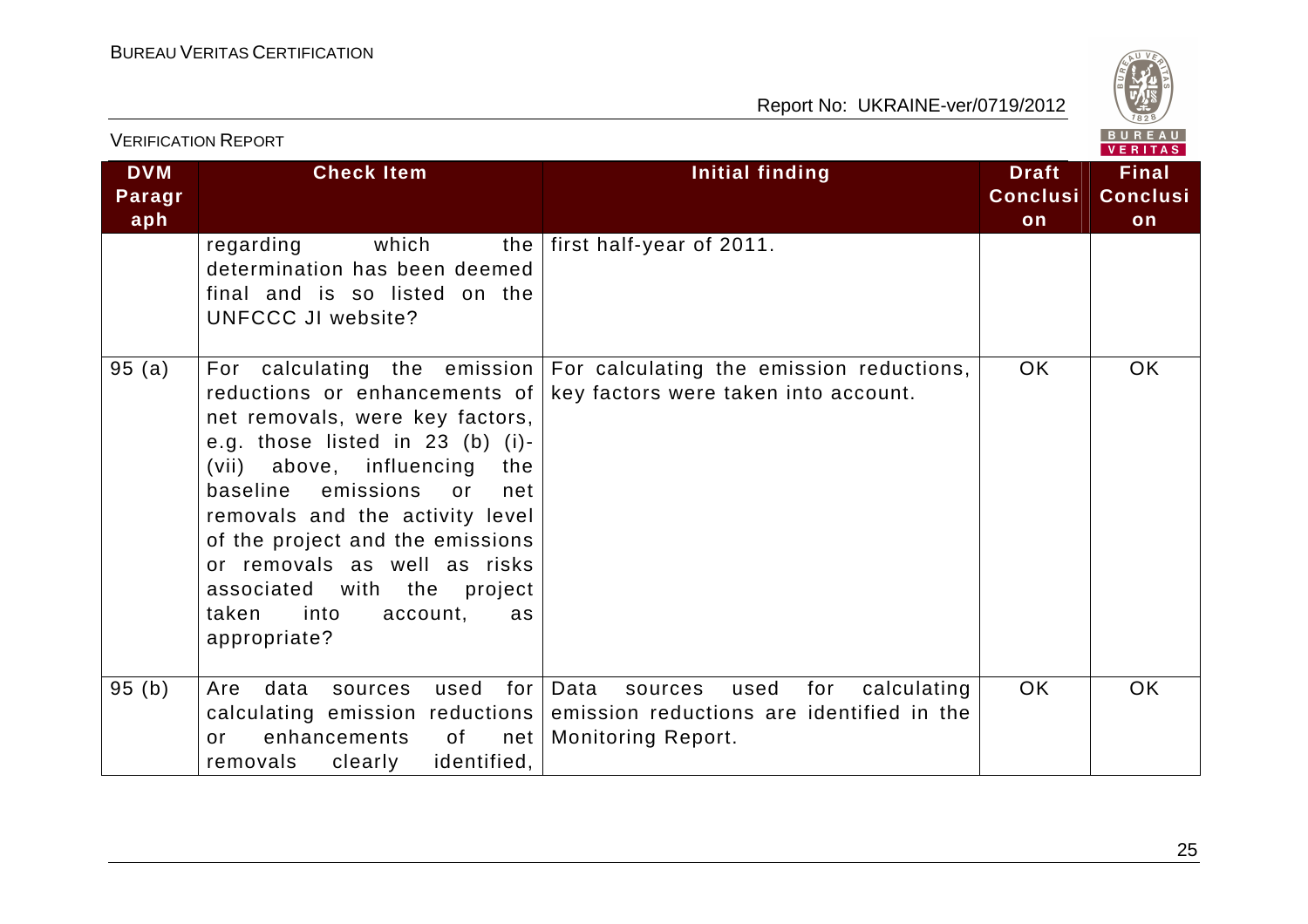| DVM Paragraph | Check Item | Initial finding | Draft Conclusion | Final Conclusion |
|---|---|---|---|---|
| | regarding which the determination has been deemed final and is so listed on the UNFCCC JI website? | first half-year of 2011. | | |
| 95 (a) | For calculating the emission reductions or enhancements of net removals, were key factors, e.g. those listed in 23 (b) (i)-(vii) above, influencing the baseline emissions or net removals and the activity level of the project and the emissions or removals as well as risks associated with the project taken into account, as appropriate? | For calculating the emission reductions, key factors were taken into account. | OK | OK |
| 95 (b) | Are data sources used for calculating emission reductions or enhancements of net removals clearly identified, | Data sources used for calculating emission reductions are identified in the Monitoring Report. | OK | OK |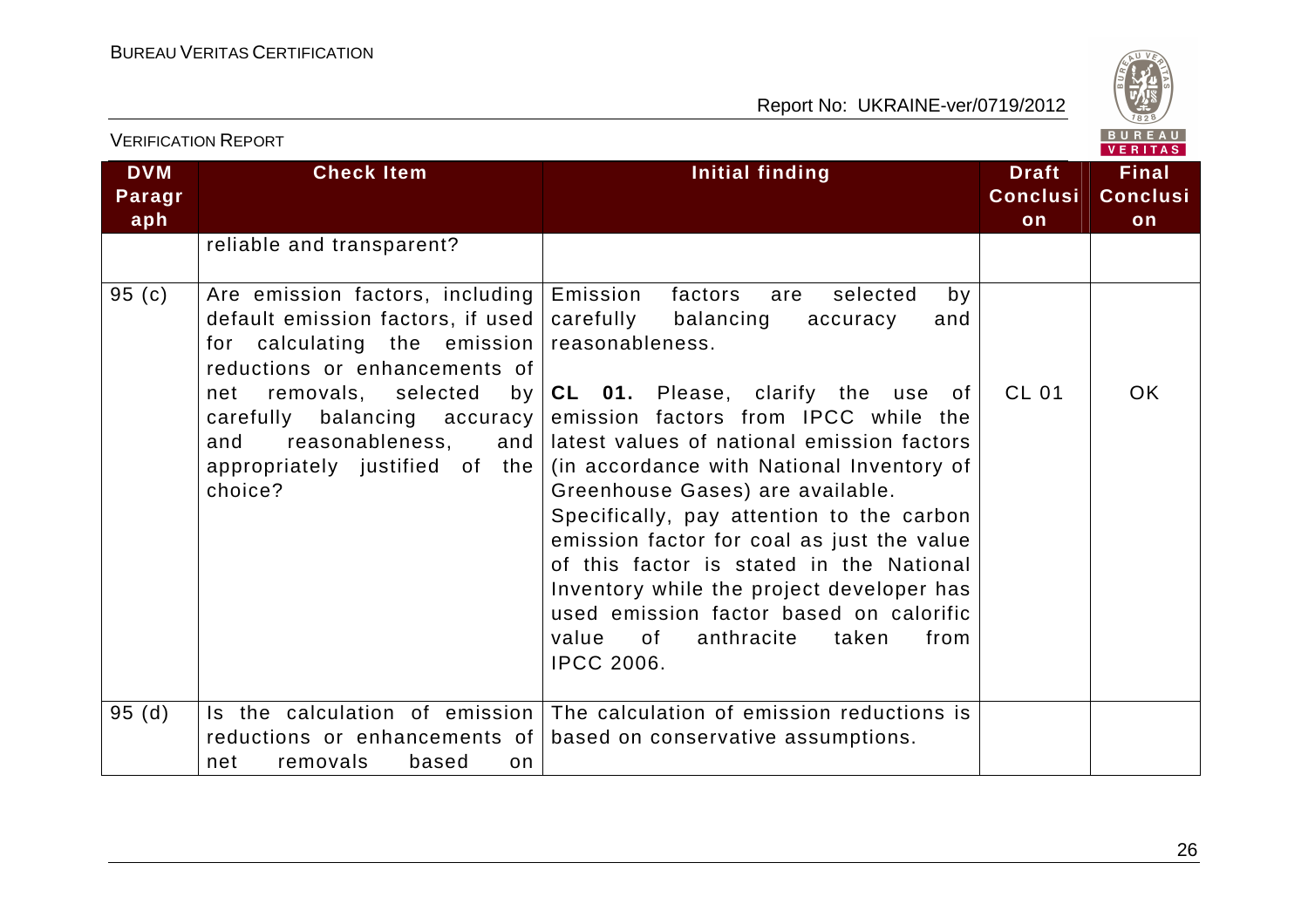| DVM Paragraph | Check Item | Initial finding | Draft Conclusion | Final Conclusion |
|---|---|---|---|---|
| | reliable and transparent? | | | |
| 95 (c) | Are emission factors, including default emission factors, if used for calculating the emission reductions or enhancements of net removals, selected by carefully balancing accuracy and reasonableness, and appropriately justified of the choice? | Emission factors are selected by carefully balancing accuracy and reasonableness.<br><br>**CL 01.** Please, clarify the use of emission factors from IPCC while the latest values of national emission factors (in accordance with National Inventory of Greenhouse Gases) are available.<br>Specifically, pay attention to the carbon emission factor for coal as just the value of this factor is stated in the National Inventory while the project developer has used emission factor based on calorific value of anthracite taken from IPCC 2006. | CL 01 | OK |
| 95 (d) | Is the calculation of emission reductions or enhancements of net removals based on | The calculation of emission reductions is based on conservative assumptions. | | |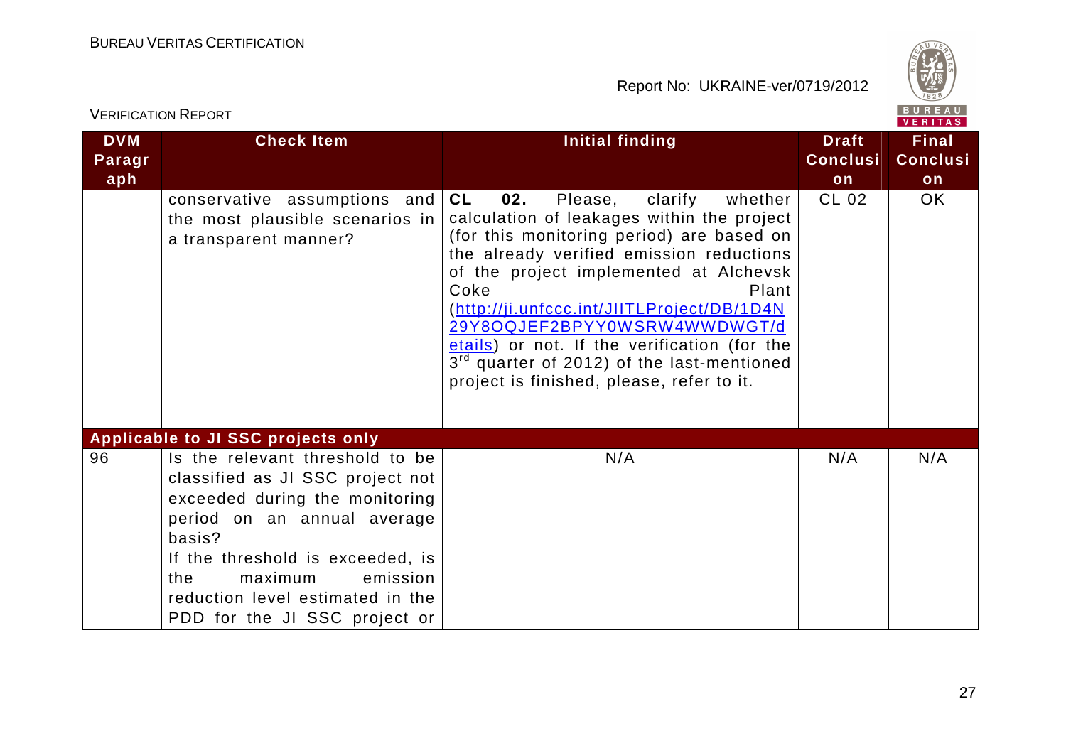| DVM Paragraph | Check Item | Initial finding | Draft Conclusion | Final Conclusion |
|---|---|---|---|---|
| | conservative assumptions and the most plausible scenarios in a transparent manner? | **CL 02.** Please, clarify whether calculation of leakages within the project (for this monitoring period) are based on the already verified emission reductions of the project implemented at Alchevsk Coke Plant (http://ji.unfccc.int/JIITLProject/DB/1D4N29Y8OQJEF2BPYY0WSRW4WWDWGT/details) or not. If the verification (for the 3rd quarter of 2012) of the last-mentioned project is finished, please, refer to it. | CL 02 | OK |
| **Applicable to JI SSC projects only** | | | | |
| 96 | Is the relevant threshold to be classified as JI SSC project not exceeded during the monitoring period on an annual average basis? If the threshold is exceeded, is the maximum emission reduction level estimated in the PDD for the JI SSC project or | N/A | N/A | N/A |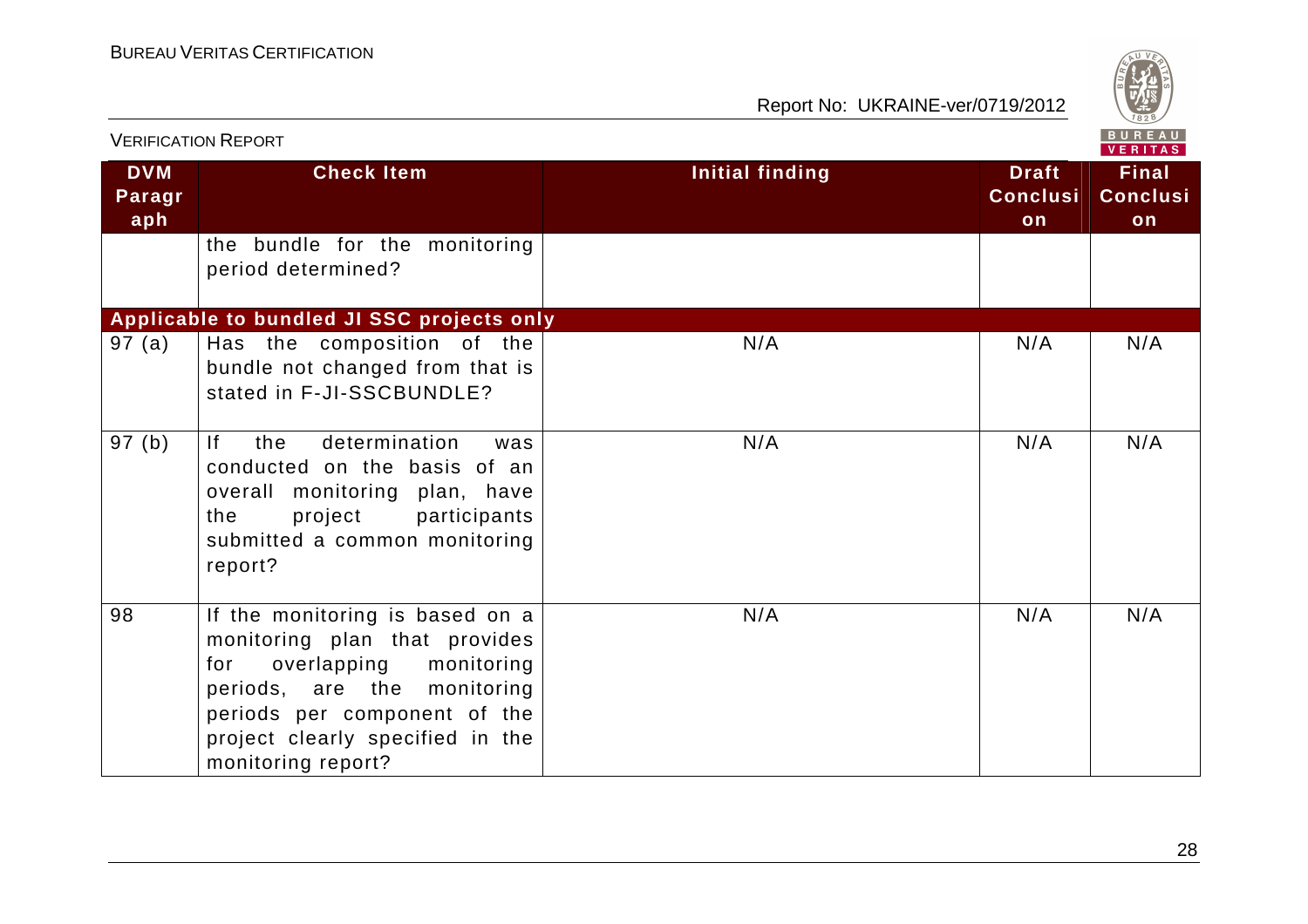| DVM Paragraph | Check Item | Initial finding | Draft Conclusion | Final Conclusion |
|---|---|---|---|---|
| | the bundle for the monitoring period determined? | | | |
| **Applicable to bundled JI SSC projects only** | | | | |
| 97 (a) | Has the composition of the bundle not changed from that is stated in F-JI-SSCBUNDLE? | N/A | N/A | N/A |
| 97 (b) | If the determination was conducted on the basis of an overall monitoring plan, have the project participants submitted a common monitoring report? | N/A | N/A | N/A |
| 98 | If the monitoring is based on a monitoring plan that provides for overlapping monitoring periods, are the monitoring periods per component of the project clearly specified in the monitoring report? | N/A | N/A | N/A |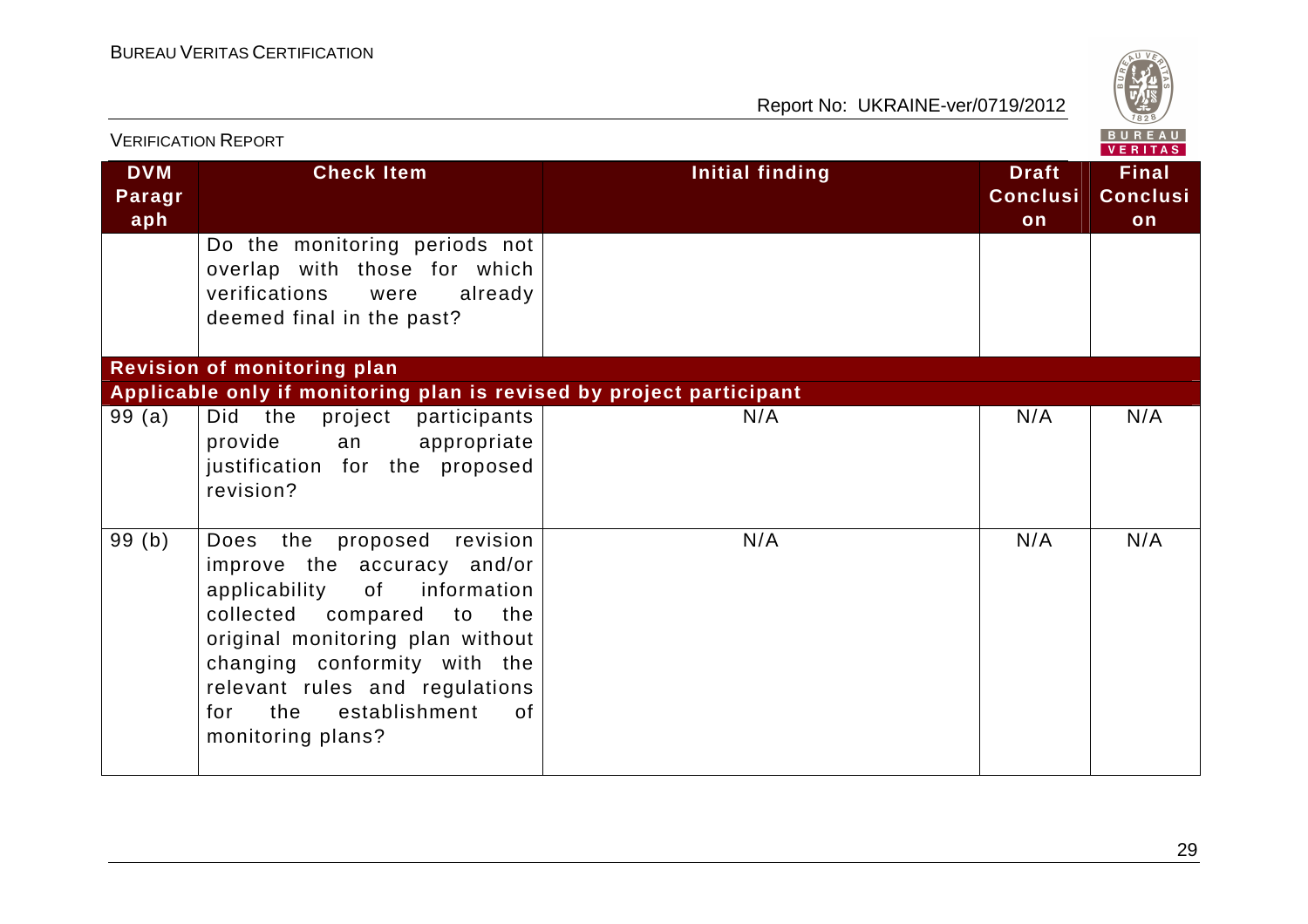| DVM Paragraph | Check Item | Initial finding | Draft Conclusion | Final Conclusion |
|---|---|---|---|---|
| | Do the monitoring periods not overlap with those for which verifications were already deemed final in the past? | | | |
| **Revision of monitoring plan** | | | | |
| **Applicable only if monitoring plan is revised by project participant** | | | | |
| 99 (a) | Did the project participants provide an appropriate justification for the proposed revision? | N/A | N/A | N/A |
| 99 (b) | Does the proposed revision improve the accuracy and/or applicability of information collected compared to the original monitoring plan without changing conformity with the relevant rules and regulations for the establishment of monitoring plans? | N/A | N/A | N/A |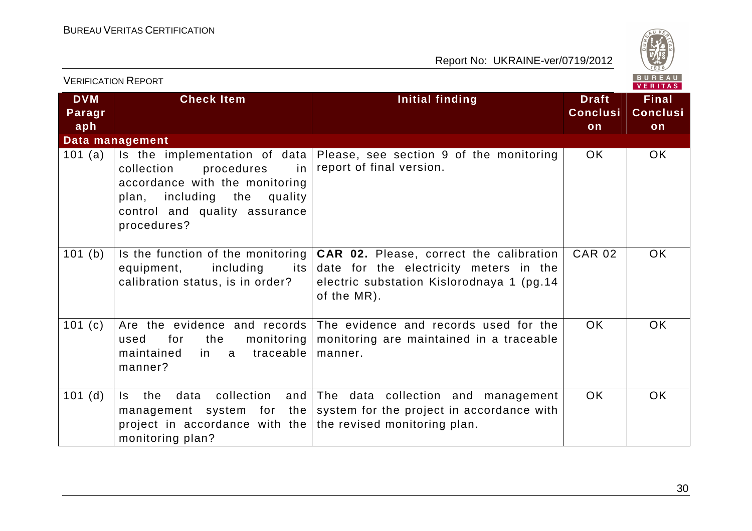| DVM Paragraph | Check Item | Initial finding | Draft Conclusion | Final Conclusion |
|---|---|---|---|---|
| **Data management** | | | | |
| 101 (a) | Is the implementation of data collection procedures in accordance with the monitoring plan, including the quality control and quality assurance procedures? | Please, see section 9 of the monitoring report of final version. | OK | OK |
| 101 (b) | Is the function of the monitoring equipment, including its calibration status, is in order? | **CAR 02.** Please, correct the calibration date for the electricity meters in the electric substation Kislorodnaya 1 (pg.14 of the MR). | CAR 02 | OK |
| 101 (c) | Are the evidence and records used for the monitoring maintained in a traceable manner? | The evidence and records used for the monitoring are maintained in a traceable manner. | OK | OK |
| 101 (d) | Is the data collection and management system for the project in accordance with the monitoring plan? | The data collection and management system for the project in accordance with the revised monitoring plan. | OK | OK |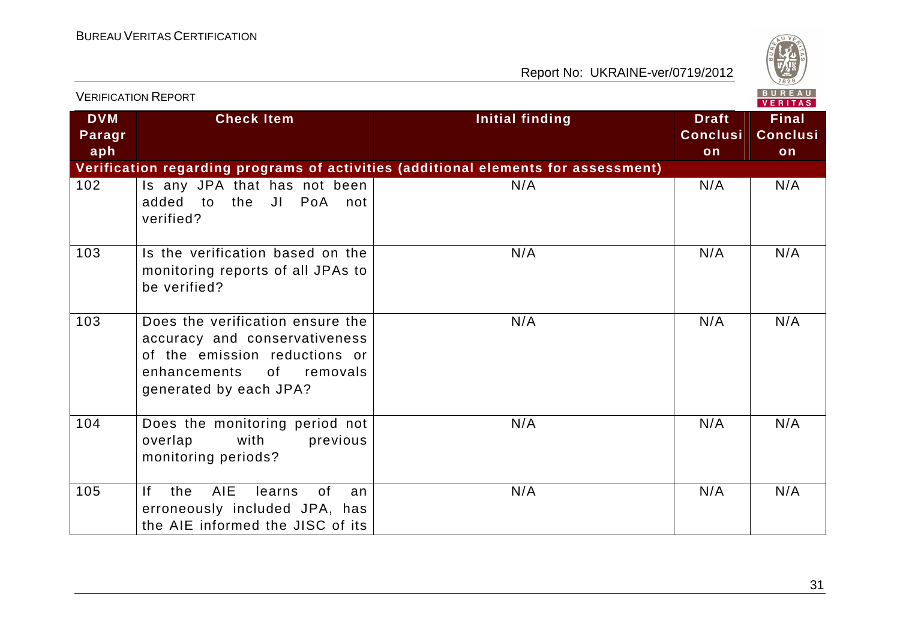| DVM Paragraph | Check Item | Initial finding | Draft Conclusion | Final Conclusion |
|---|---|---|---|---|
| **Verification regarding programs of activities (additional elements for assessment)** | | | | |
| 102 | Is any JPA that has not been added to the JI PoA not verified? | N/A | N/A | N/A |
| 103 | Is the verification based on the monitoring reports of all JPAs to be verified? | N/A | N/A | N/A |
| 103 | Does the verification ensure the accuracy and conservativeness of the emission reductions or enhancements of removals generated by each JPA? | N/A | N/A | N/A |
| 104 | Does the monitoring period not overlap with previous monitoring periods? | N/A | N/A | N/A |
| 105 | If the AIE learns of an erroneously included JPA, has the AIE informed the JISC of its | N/A | N/A | N/A |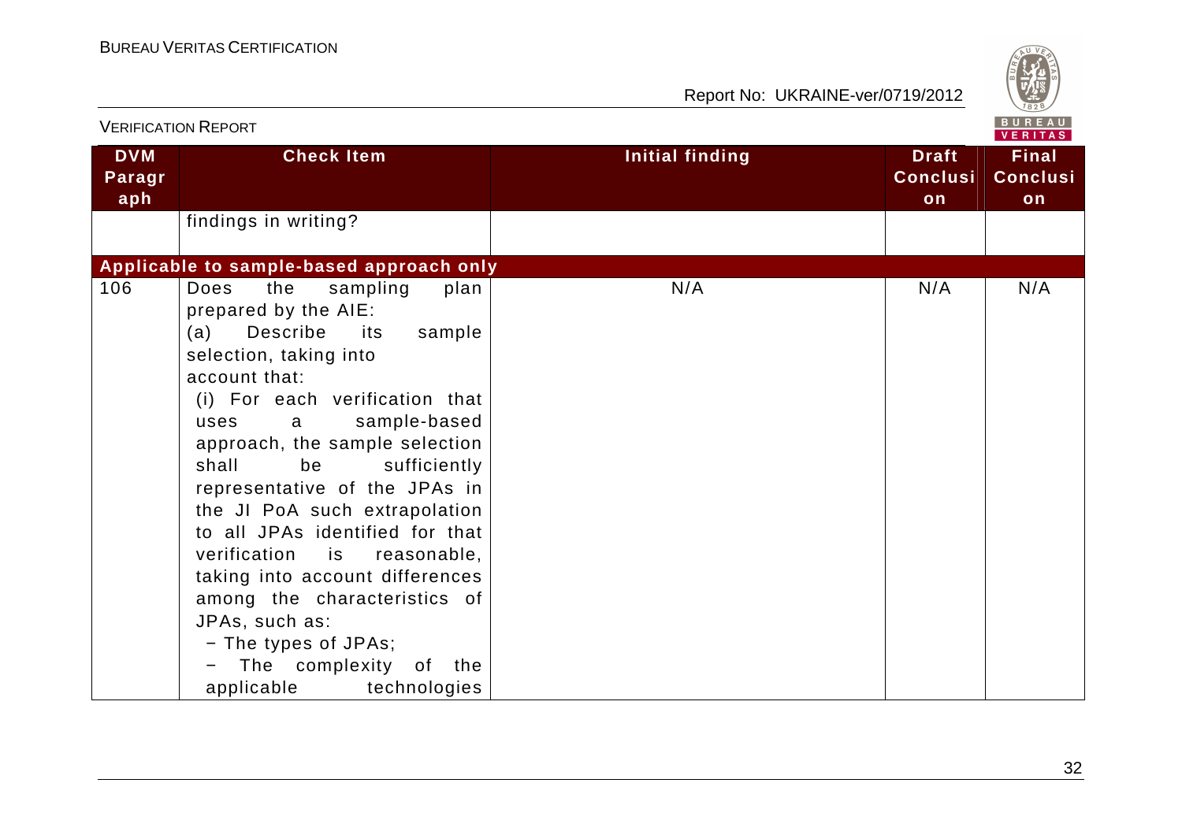| DVM Paragraph | Check Item | Initial finding | Draft Conclusion | Final Conclusion |
|---|---|---|---|---|
| | findings in writing? | | | |
| **Applicable to sample-based approach only** | | | | |
| 106 | Does the sampling plan prepared by the AIE:<br>(a) Describe its sample selection, taking into account that:<br>(i) For each verification that uses a sample-based approach, the sample selection shall be sufficiently representative of the JPAs in the JI PoA such extrapolation to all JPAs identified for that verification is reasonable, taking into account differences among the characteristics of JPAs, such as:<br>− The types of JPAs;<br>− The complexity of the applicable technologies | N/A | N/A | N/A |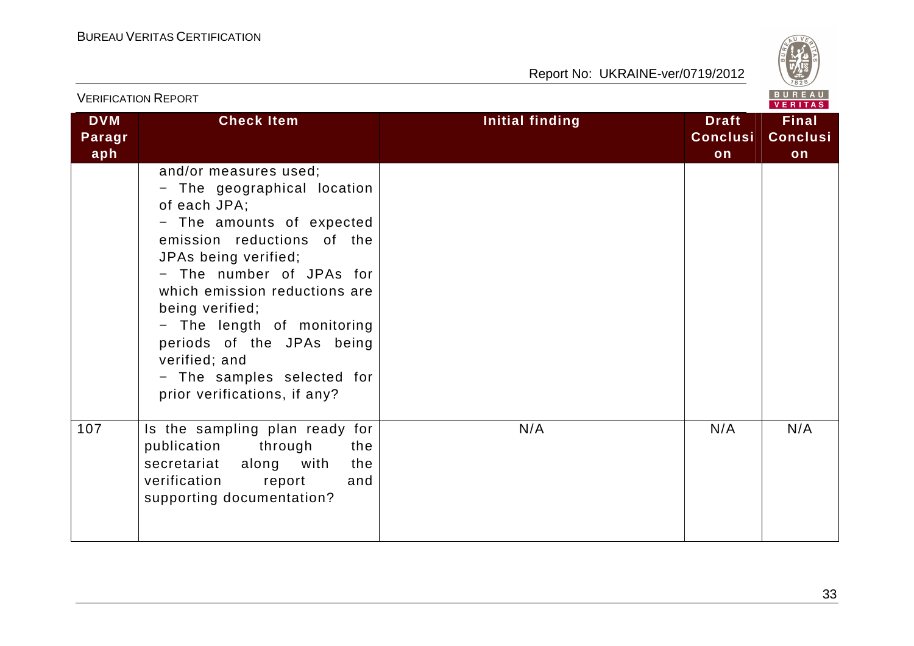VERIFICATION REPORT

| DVM Paragraph | Check Item | Initial finding | Draft Conclusion | Final Conclusion |
|---|---|---|---|---|
| | and/or measures used;<br>− The geographical location of each JPA;<br>− The amounts of expected emission reductions of the JPAs being verified;<br>− The number of JPAs for which emission reductions are being verified;<br>− The length of monitoring periods of the JPAs being verified; and<br>− The samples selected for prior verifications, if any? | | | |
| 107 | Is the sampling plan ready for publication through the secretariat along with the verification report and supporting documentation? | N/A | N/A | N/A |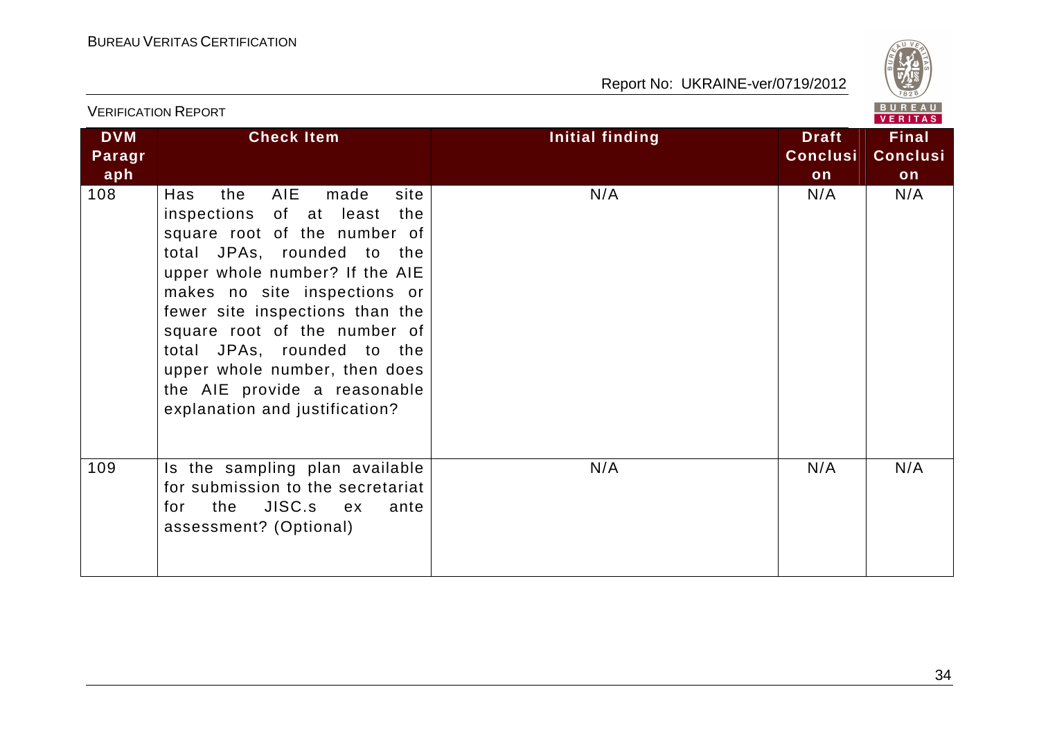| DVM Paragraph | Check Item | Initial finding | Draft Conclusion | Final Conclusion |
|---|---|---|---|---|
| 108 | Has the AIE made site inspections of at least the square root of the number of total JPAs, rounded to the upper whole number? If the AIE makes no site inspections or fewer site inspections than the square root of the number of total JPAs, rounded to the upper whole number, then does the AIE provide a reasonable explanation and justification? | N/A | N/A | N/A |
| 109 | Is the sampling plan available for submission to the secretariat for the JISC.s ex ante assessment? (Optional) | N/A | N/A | N/A |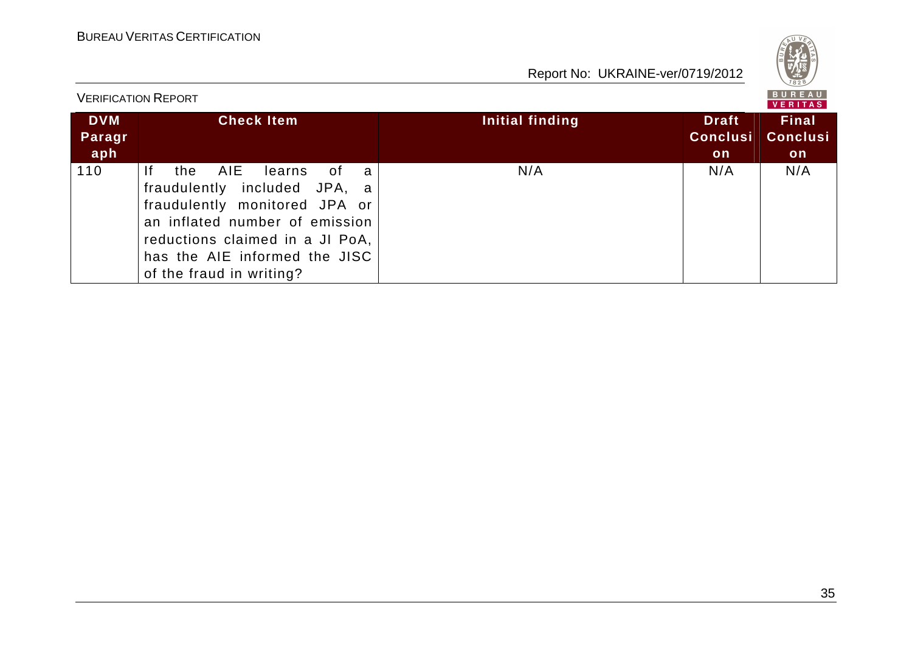| DVM Paragraph | Check Item | Initial finding | Draft Conclusion | Final Conclusion |
|---|---|---|---|---|
| 110 | If the AIE learns of a fraudulently included JPA, a fraudulently monitored JPA or an inflated number of emission reductions claimed in a JI PoA, has the AIE informed the JISC of the fraud in writing? | N/A | N/A | N/A |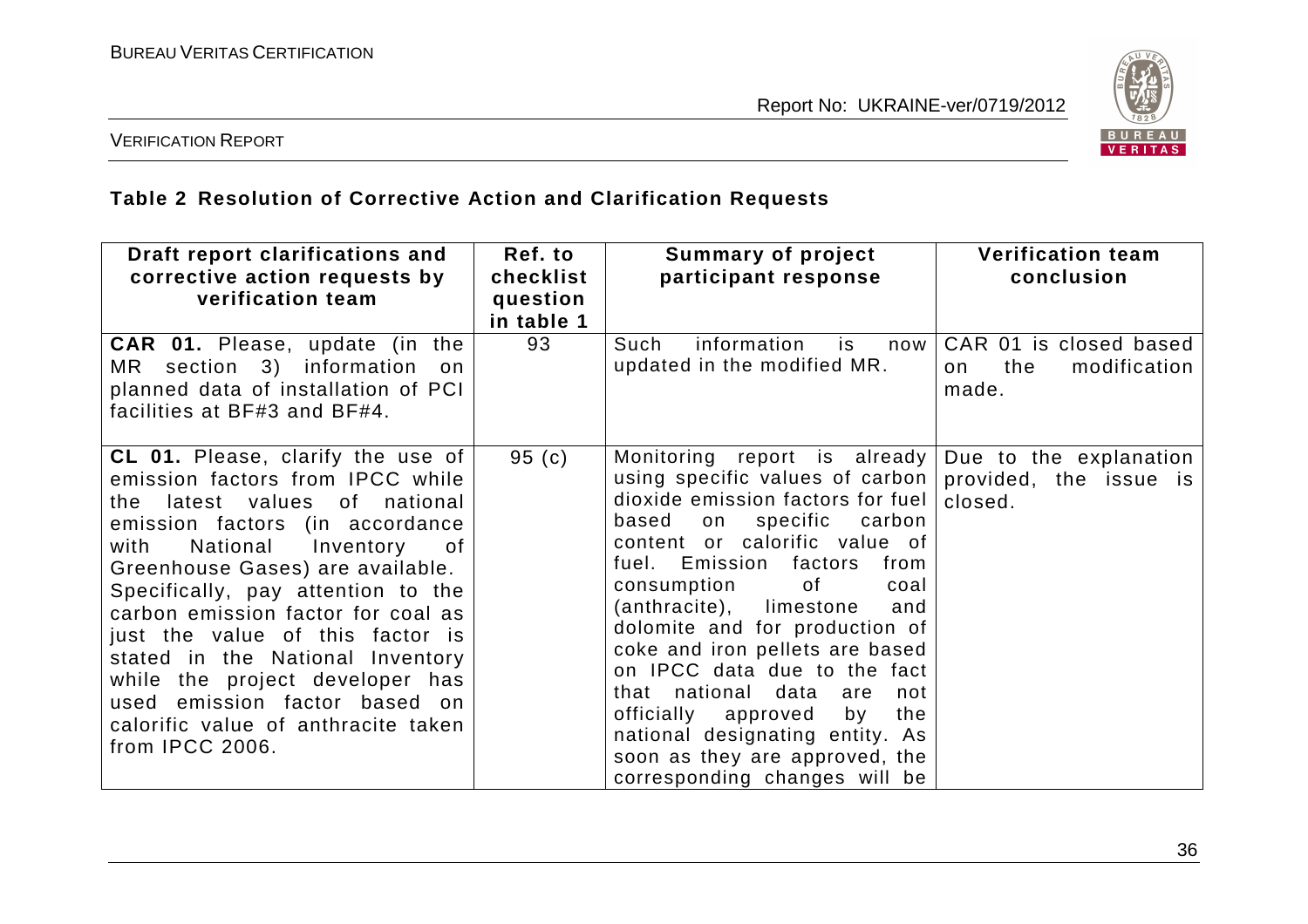## Table 2 Resolution of Corrective Action and Clarification Requests

| Draft report clarifications and corrective action requests by verification team | Ref. to checklist question in table 1 | Summary of project participant response | Verification team conclusion |
|---|---|---|---|
| **CAR 01.** Please, update (in the MR section 3) information on planned data of installation of PCI facilities at BF#3 and BF#4. | 93 | Such information is now updated in the modified MR. | CAR 01 is closed based on the modification made. |
| **CL 01.** Please, clarify the use of emission factors from IPCC while the latest values of national emission factors (in accordance with National Inventory of Greenhouse Gases) are available. Specifically, pay attention to the carbon emission factor for coal as just the value of this factor is stated in the National Inventory while the project developer has used emission factor based on calorific value of anthracite taken from IPCC 2006. | 95 (c) | Monitoring report is already using specific values of carbon dioxide emission factors for fuel based on specific carbon content or calorific value of fuel. Emission factors from consumption of coal (anthracite), limestone and dolomite and for production of coke and iron pellets are based on IPCC data due to the fact that national data are not officially approved by the national designating entity. As soon as they are approved, the corresponding changes will be | Due to the explanation provided, the issue is closed. |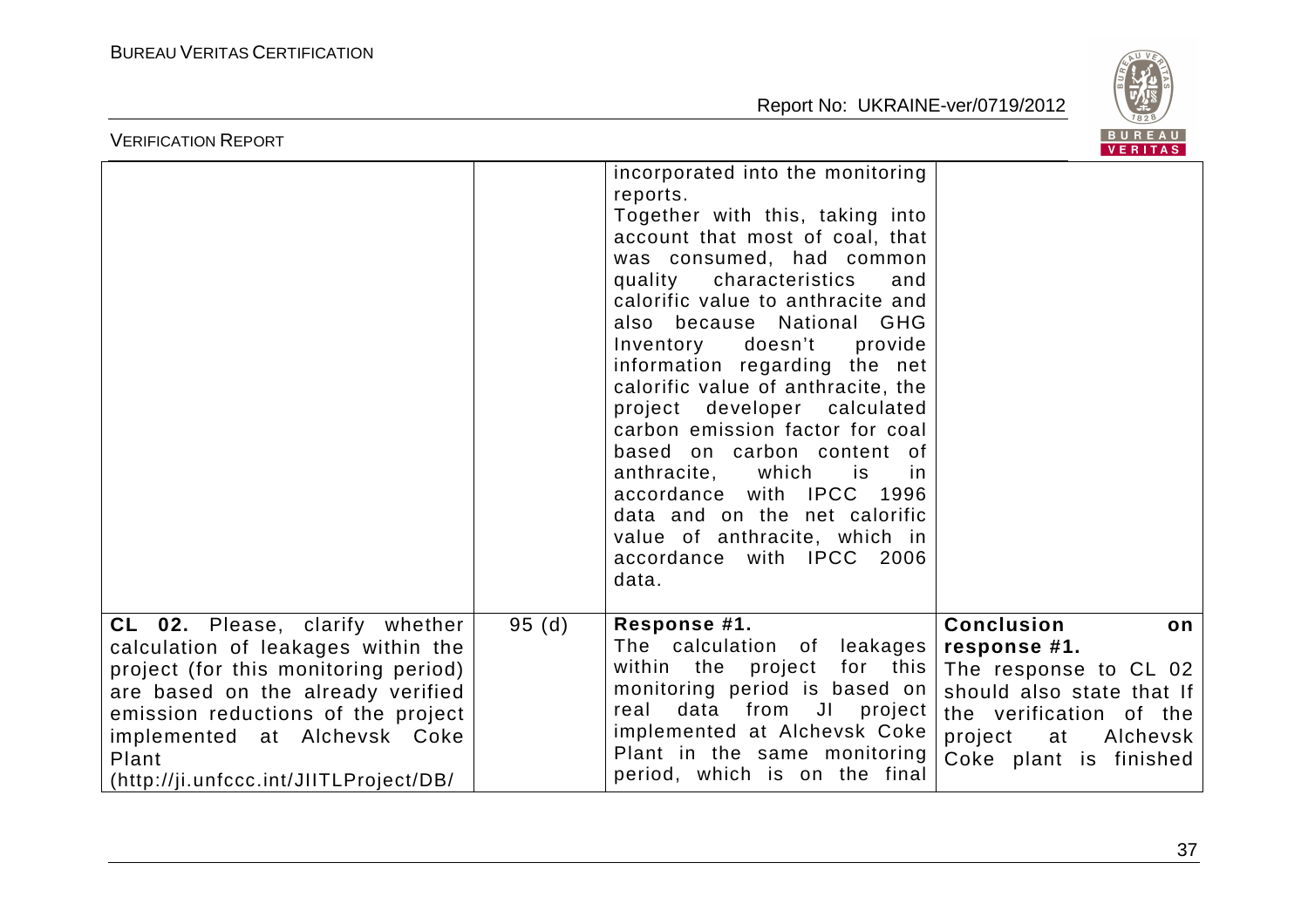| | | | |
|---|---|---|---|
| | | incorporated into the monitoring reports. Together with this, taking into account that most of coal, that was consumed, had common quality characteristics and calorific value to anthracite and also because National GHG Inventory doesn't provide information regarding the net calorific value of anthracite, the project developer calculated carbon emission factor for coal based on carbon content of anthracite, which is in accordance with IPCC 1996 data and on the net calorific value of anthracite, which in accordance with IPCC 2006 data. | |
| **CL 02.** Please, clarify whether calculation of leakages within the project (for this monitoring period) are based on the already verified emission reductions of the project implemented at Alchevsk Coke Plant (http://ji.unfccc.int/JIITLProject/DB/ | 95 (d) | **Response #1.** The calculation of leakages within the project for this monitoring period is based on real data from JI project implemented at Alchevsk Coke Plant in the same monitoring period, which is on the final | **Conclusion on response #1.** The response to CL 02 should also state that If the verification of the project at Alchevsk Coke plant is finished |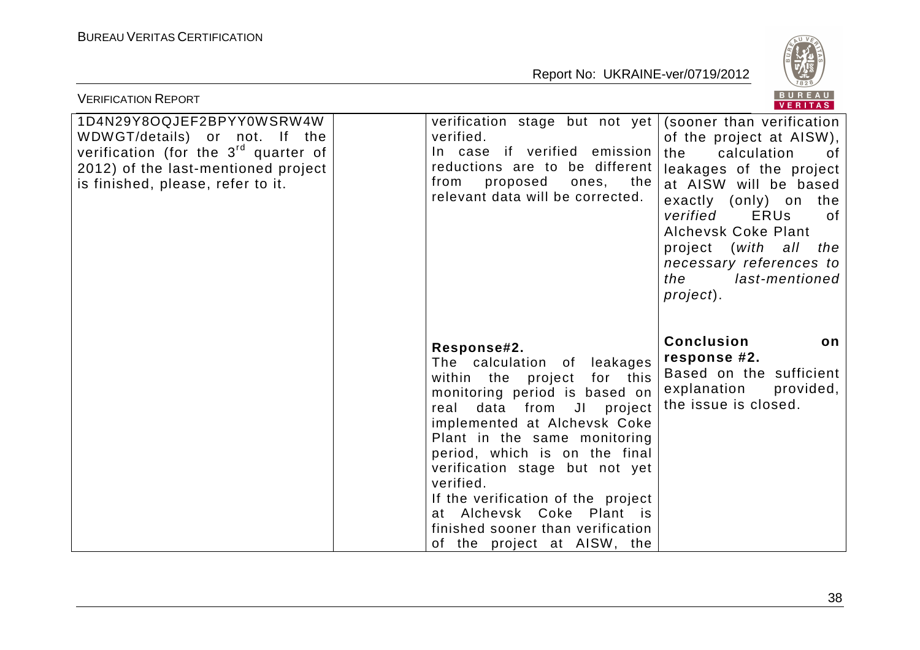| | | | |
|---|---|---|---|
| 1D4N29Y8OQJEF2BPYY0WSRW4W WDWGT/details) or not. If the verification (for the 3rd quarter of 2012) of the last-mentioned project is finished, please, refer to it. | | verification stage but not yet verified.<br>In case if verified emission reductions are to be different from proposed ones, the relevant data will be corrected. | (sooner than verification of the project at AISW), the calculation of leakages of the project at AISW will be based exactly (only) on the *verified* ERUs of Alchevsk Coke Plant project (*with all the necessary references to the last-mentioned project*). |
| | | **Response#2.**<br>The calculation of leakages within the project for this monitoring period is based on real data from JI project implemented at Alchevsk Coke Plant in the same monitoring period, which is on the final verification stage but not yet verified.<br>If the verification of the project at Alchevsk Coke Plant is finished sooner than verification of the project at AISW, the | **Conclusion on response #2.**<br>Based on the sufficient explanation provided, the issue is closed. |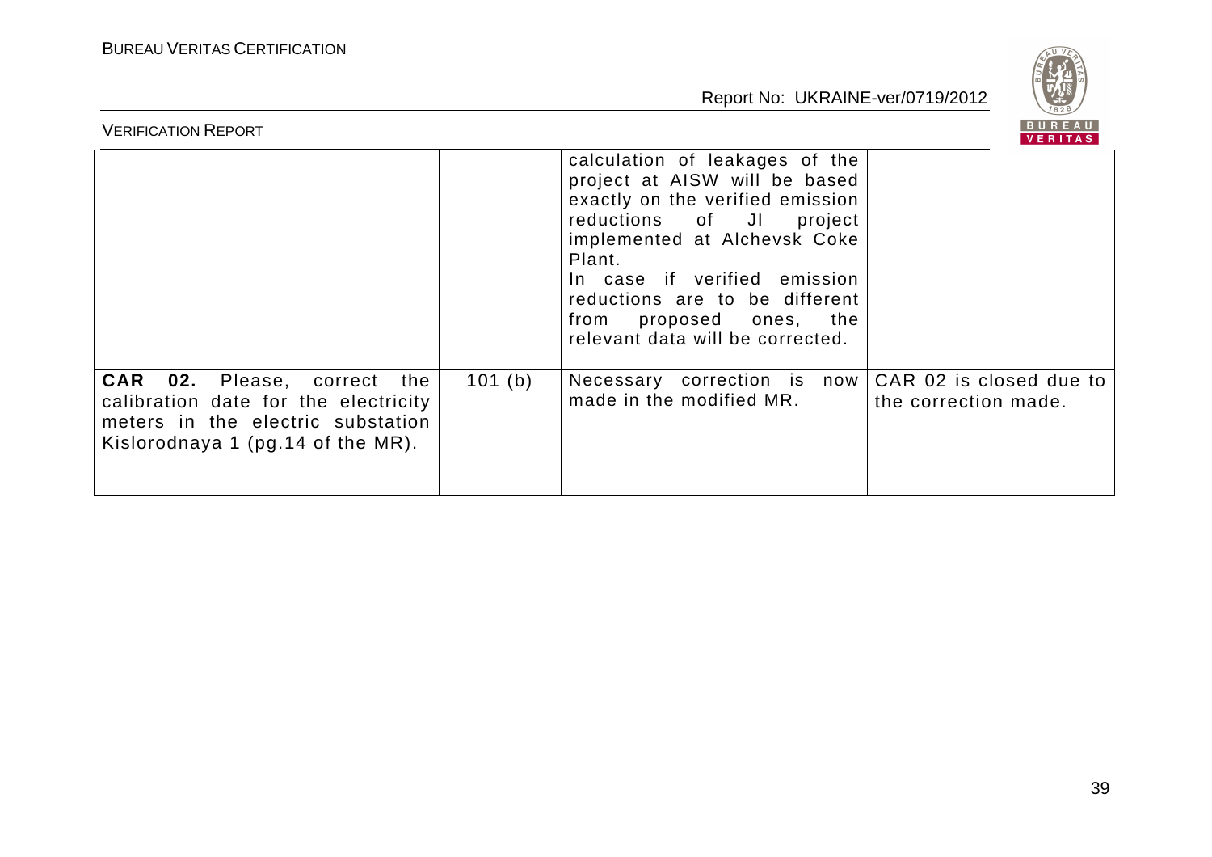| | | | |
|---|---|---|---|
| | | calculation of leakages of the project at AISW will be based exactly on the verified emission reductions of JI project implemented at Alchevsk Coke Plant. In case if verified emission reductions are to be different from proposed ones, the relevant data will be corrected. | |
| **CAR 02.** Please, correct the calibration date for the electricity meters in the electric substation Kislorodnaya 1 (pg.14 of the MR). | 101 (b) | Necessary correction is now made in the modified MR. | CAR 02 is closed due to the correction made. |